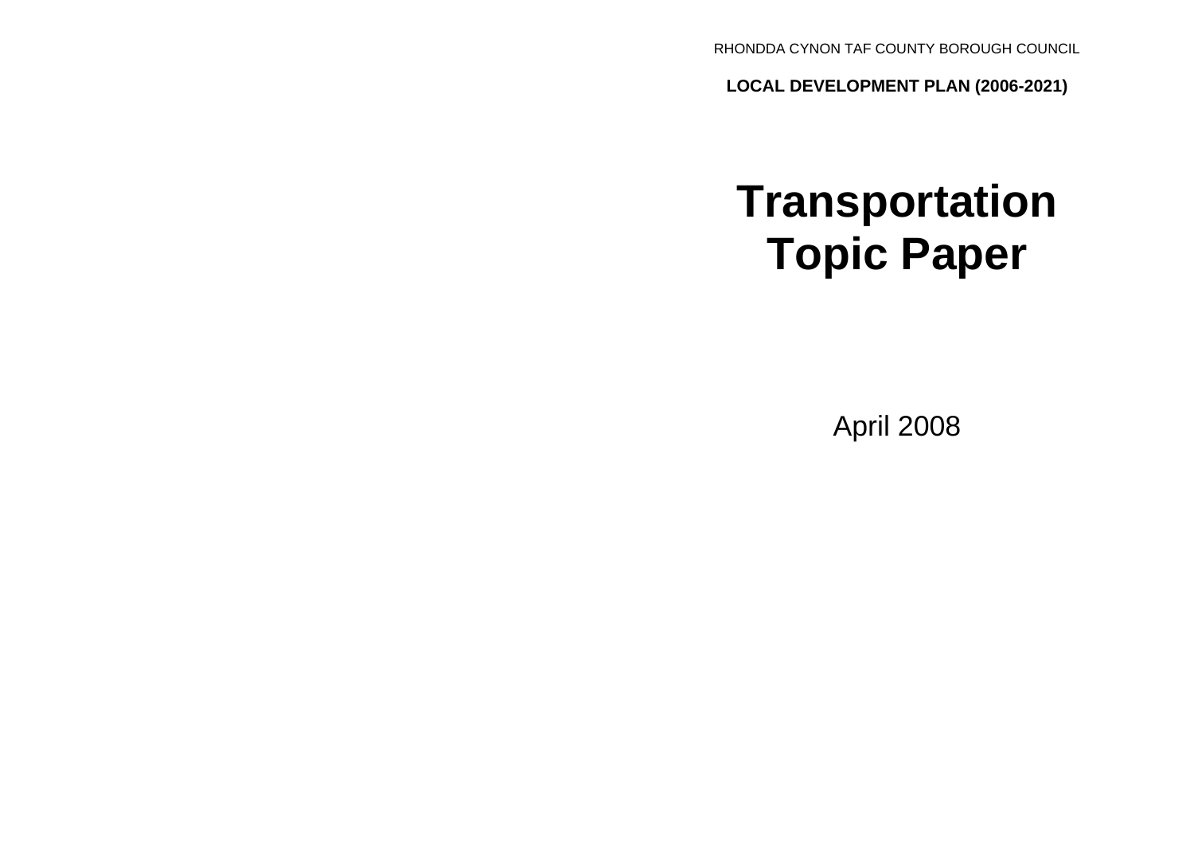RHONDDA CYNON TAF COUNTY BOROUGH COUNCIL

**LOCAL DEVELOPMENT PLAN (2006-2021)**

# Transportation Topic Paper

April 2008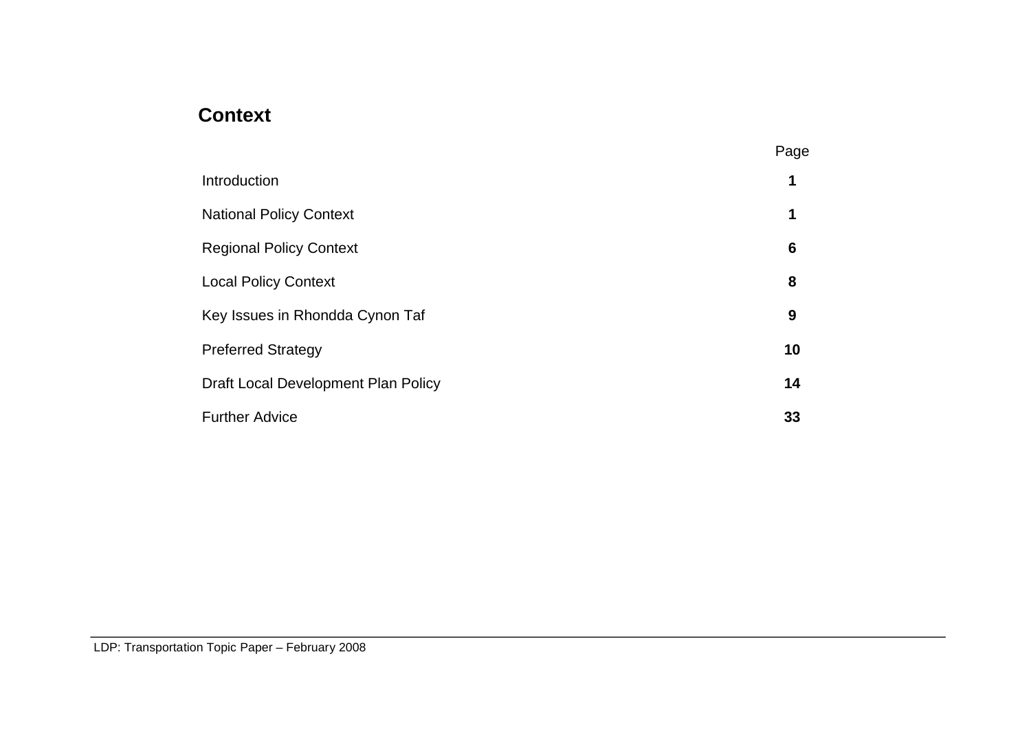## Context

| | Page |
|---|---|
| Introduction | **1** |
| National Policy Context | **1** |
| Regional Policy Context | **6** |
| Local Policy Context | **8** |
| Key Issues in Rhondda Cynon Taf | **9** |
| Preferred Strategy | **10** |
| Draft Local Development Plan Policy | **14** |
| Further Advice | **33** |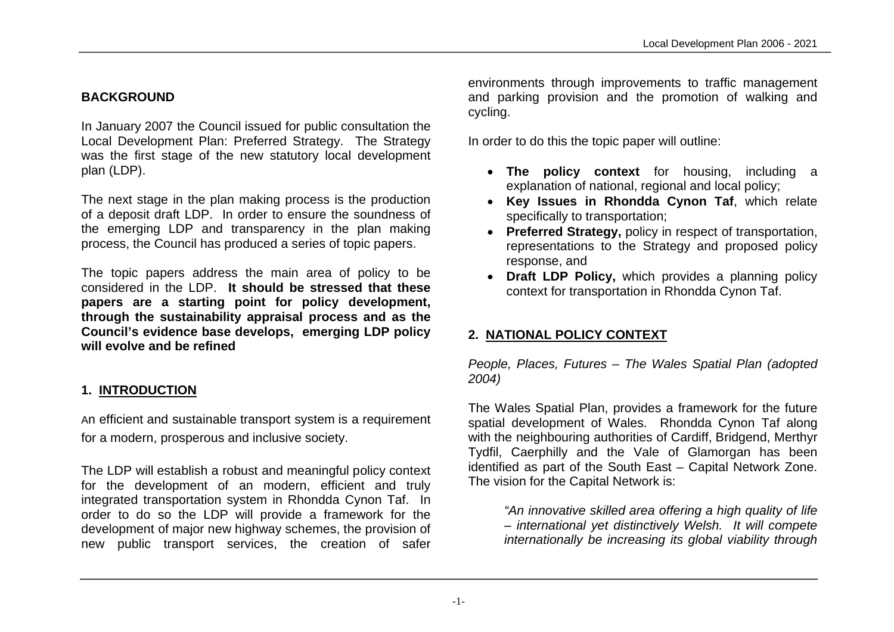## BACKGROUND

In January 2007 the Council issued for public consultation the Local Development Plan: Preferred Strategy. The Strategy was the first stage of the new statutory local development plan (LDP).

The next stage in the plan making process is the production of a deposit draft LDP. In order to ensure the soundness of the emerging LDP and transparency in the plan making process, the Council has produced a series of topic papers.

The topic papers address the main area of policy to be considered in the LDP. **It should be stressed that these papers are a starting point for policy development, through the sustainability appraisal process and as the Council's evidence base develops, emerging LDP policy will evolve and be refined**

## 1. INTRODUCTION

An efficient and sustainable transport system is a requirement for a modern, prosperous and inclusive society.

The LDP will establish a robust and meaningful policy context for the development of an modern, efficient and truly integrated transportation system in Rhondda Cynon Taf. In order to do so the LDP will provide a framework for the development of major new highway schemes, the provision of new public transport services, the creation of safer environments through improvements to traffic management and parking provision and the promotion of walking and cycling.

In order to do this the topic paper will outline:

- **The policy context** for housing, including a explanation of national, regional and local policy;
- **Key Issues in Rhondda Cynon Taf**, which relate specifically to transportation;
- **Preferred Strategy,** policy in respect of transportation, representations to the Strategy and proposed policy response, and
- **Draft LDP Policy,** which provides a planning policy context for transportation in Rhondda Cynon Taf.

## 2. NATIONAL POLICY CONTEXT

*People, Places, Futures – The Wales Spatial Plan (adopted 2004)*

The Wales Spatial Plan, provides a framework for the future spatial development of Wales. Rhondda Cynon Taf along with the neighbouring authorities of Cardiff, Bridgend, Merthyr Tydfil, Caerphilly and the Vale of Glamorgan has been identified as part of the South East – Capital Network Zone. The vision for the Capital Network is:

> *"An innovative skilled area offering a high quality of life – international yet distinctively Welsh. It will compete internationally be increasing its global viability through*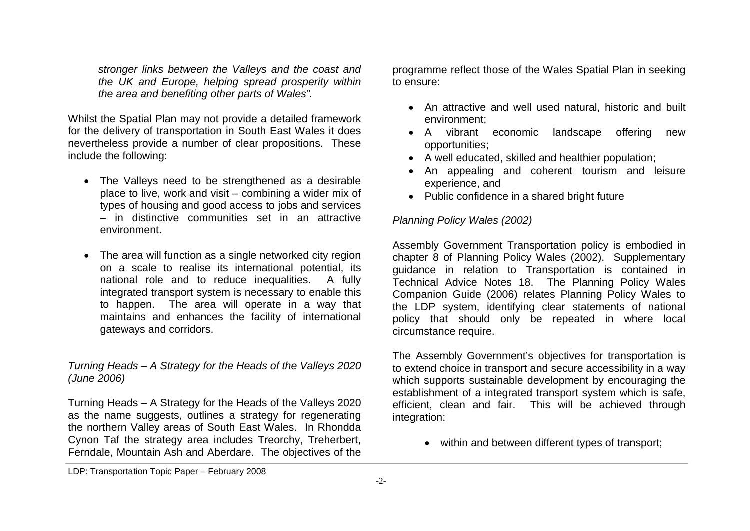*stronger links between the Valleys and the coast and the UK and Europe, helping spread prosperity within the area and benefiting other parts of Wales".*

Whilst the Spatial Plan may not provide a detailed framework for the delivery of transportation in South East Wales it does nevertheless provide a number of clear propositions. These include the following:

- The Valleys need to be strengthened as a desirable place to live, work and visit – combining a wider mix of types of housing and good access to jobs and services – in distinctive communities set in an attractive environment.

- The area will function as a single networked city region on a scale to realise its international potential, its national role and to reduce inequalities. A fully integrated transport system is necessary to enable this to happen. The area will operate in a way that maintains and enhances the facility of international gateways and corridors.

*Turning Heads – A Strategy for the Heads of the Valleys 2020 (June 2006)*

Turning Heads – A Strategy for the Heads of the Valleys 2020 as the name suggests, outlines a strategy for regenerating the northern Valley areas of South East Wales. In Rhondda Cynon Taf the strategy area includes Treorchy, Treherbert, Ferndale, Mountain Ash and Aberdare. The objectives of the programme reflect those of the Wales Spatial Plan in seeking to ensure:

- An attractive and well used natural, historic and built environment;
- A vibrant economic landscape offering new opportunities;
- A well educated, skilled and healthier population;
- An appealing and coherent tourism and leisure experience, and
- Public confidence in a shared bright future

*Planning Policy Wales (2002)*

Assembly Government Transportation policy is embodied in chapter 8 of Planning Policy Wales (2002). Supplementary guidance in relation to Transportation is contained in Technical Advice Notes 18. The Planning Policy Wales Companion Guide (2006) relates Planning Policy Wales to the LDP system, identifying clear statements of national policy that should only be repeated in where local circumstance require.

The Assembly Government's objectives for transportation is to extend choice in transport and secure accessibility in a way which supports sustainable development by encouraging the establishment of a integrated transport system which is safe, efficient, clean and fair. This will be achieved through integration:

- within and between different types of transport;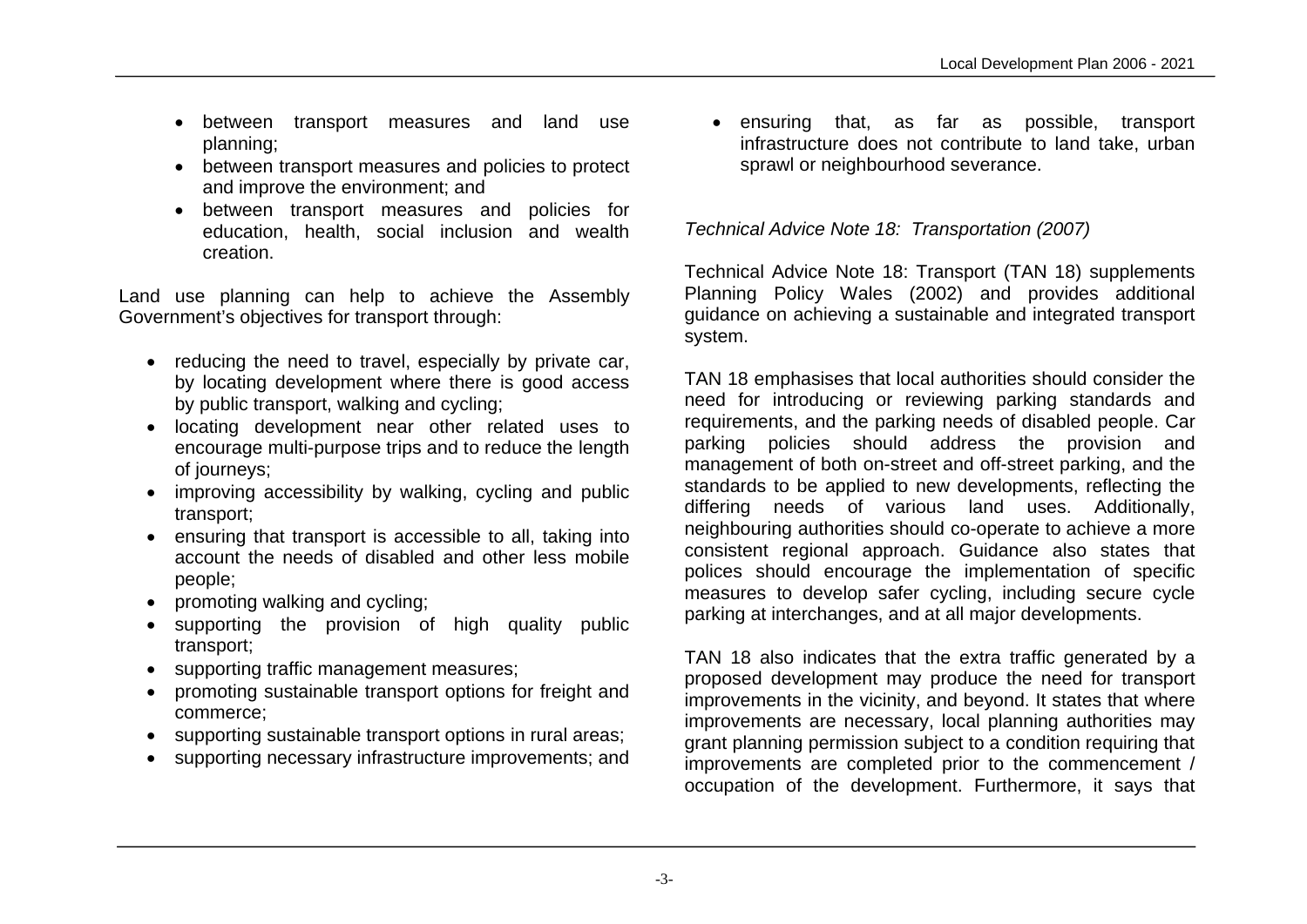- between transport measures and land use planning;
- between transport measures and policies to protect and improve the environment; and
- between transport measures and policies for education, health, social inclusion and wealth creation.

Land use planning can help to achieve the Assembly Government's objectives for transport through:

- reducing the need to travel, especially by private car, by locating development where there is good access by public transport, walking and cycling;
- locating development near other related uses to encourage multi-purpose trips and to reduce the length of journeys;
- improving accessibility by walking, cycling and public transport;
- ensuring that transport is accessible to all, taking into account the needs of disabled and other less mobile people;
- promoting walking and cycling;
- supporting the provision of high quality public transport;
- supporting traffic management measures;
- promoting sustainable transport options for freight and commerce;
- supporting sustainable transport options in rural areas;
- supporting necessary infrastructure improvements; and
- ensuring that, as far as possible, transport infrastructure does not contribute to land take, urban sprawl or neighbourhood severance.

*Technical Advice Note 18: Transportation (2007)*

Technical Advice Note 18: Transport (TAN 18) supplements Planning Policy Wales (2002) and provides additional guidance on achieving a sustainable and integrated transport system.

TAN 18 emphasises that local authorities should consider the need for introducing or reviewing parking standards and requirements, and the parking needs of disabled people. Car parking policies should address the provision and management of both on-street and off-street parking, and the standards to be applied to new developments, reflecting the differing needs of various land uses. Additionally, neighbouring authorities should co-operate to achieve a more consistent regional approach. Guidance also states that polices should encourage the implementation of specific measures to develop safer cycling, including secure cycle parking at interchanges, and at all major developments.

TAN 18 also indicates that the extra traffic generated by a proposed development may produce the need for transport improvements in the vicinity, and beyond. It states that where improvements are necessary, local planning authorities may grant planning permission subject to a condition requiring that improvements are completed prior to the commencement / occupation of the development. Furthermore, it says that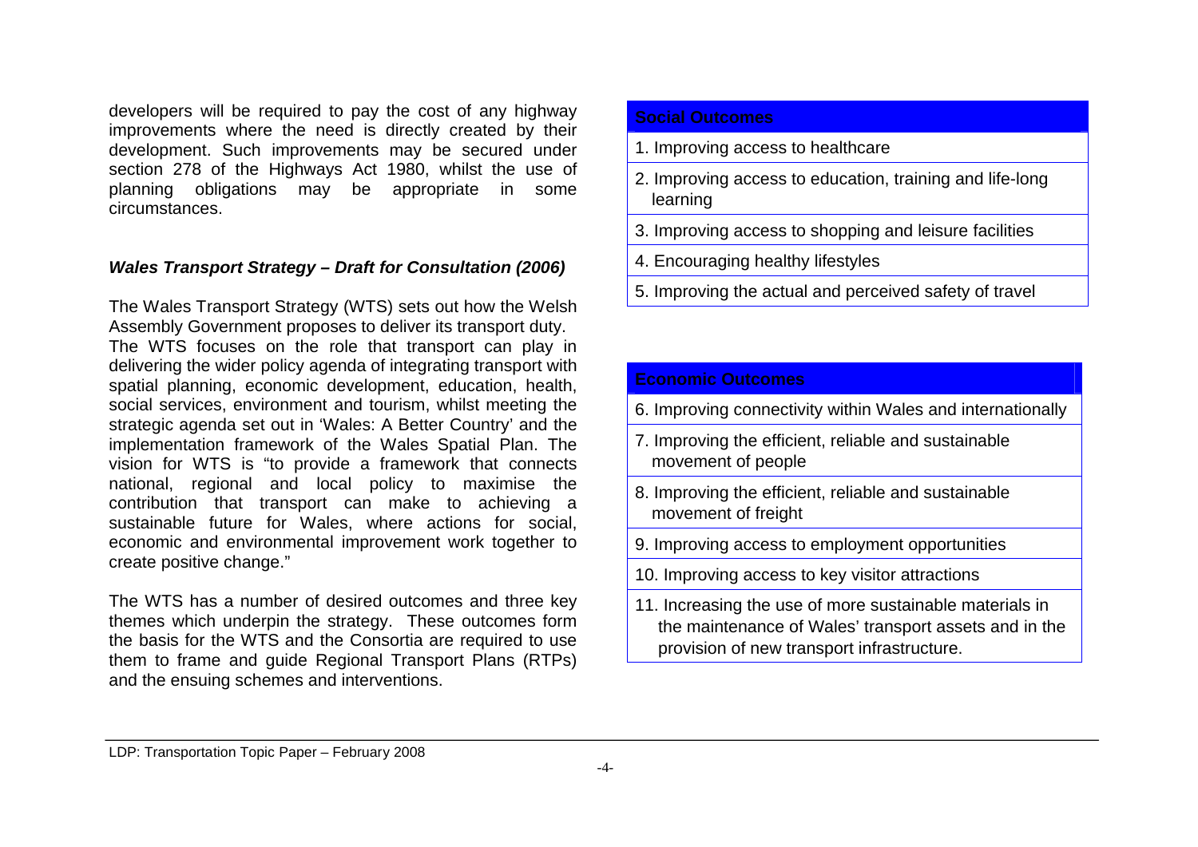developers will be required to pay the cost of any highway improvements where the need is directly created by their development. Such improvements may be secured under section 278 of the Highways Act 1980, whilst the use of planning obligations may be appropriate in some circumstances.

***Wales Transport Strategy – Draft for Consultation (2006)***

The Wales Transport Strategy (WTS) sets out how the Welsh Assembly Government proposes to deliver its transport duty. The WTS focuses on the role that transport can play in delivering the wider policy agenda of integrating transport with spatial planning, economic development, education, health, social services, environment and tourism, whilst meeting the strategic agenda set out in 'Wales: A Better Country' and the implementation framework of the Wales Spatial Plan. The vision for WTS is "to provide a framework that connects national, regional and local policy to maximise the contribution that transport can make to achieving a sustainable future for Wales, where actions for social, economic and environmental improvement work together to create positive change."

The WTS has a number of desired outcomes and three key themes which underpin the strategy. These outcomes form the basis for the WTS and the Consortia are required to use them to frame and guide Regional Transport Plans (RTPs) and the ensuing schemes and interventions.

| Social Outcomes |
| --- |
| 1. Improving access to healthcare |
| 2. Improving access to education, training and life-long learning |
| 3. Improving access to shopping and leisure facilities |
| 4. Encouraging healthy lifestyles |
| 5. Improving the actual and perceived safety of travel |

| Economic Outcomes |
| --- |
| 6. Improving connectivity within Wales and internationally |
| 7. Improving the efficient, reliable and sustainable movement of people |
| 8. Improving the efficient, reliable and sustainable movement of freight |
| 9. Improving access to employment opportunities |
| 10. Improving access to key visitor attractions |
| 11. Increasing the use of more sustainable materials in the maintenance of Wales' transport assets and in the provision of new transport infrastructure. |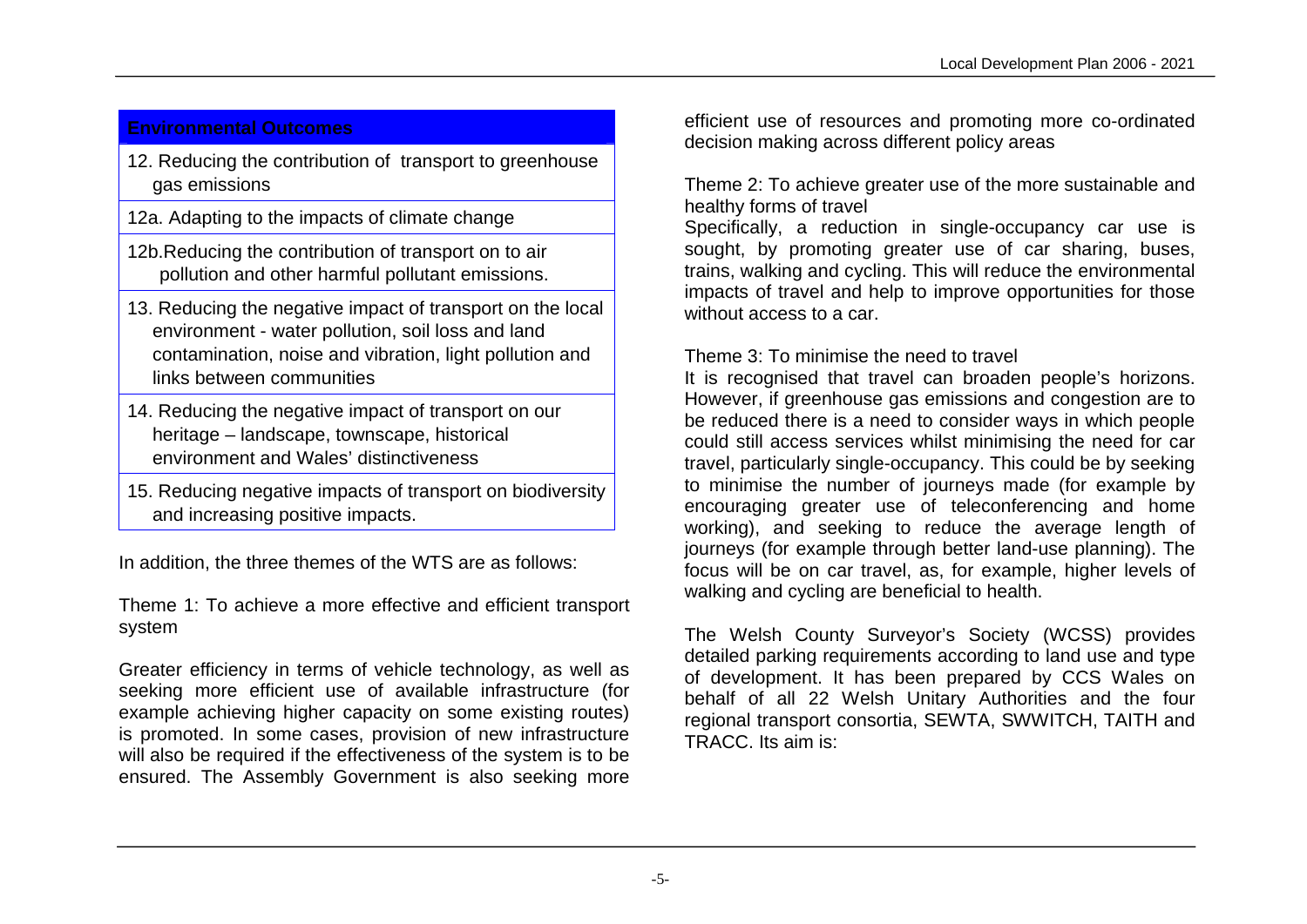| Environmental Outcomes |
|---|
| 12. Reducing the contribution of transport to greenhouse gas emissions |
| 12a. Adapting to the impacts of climate change |
| 12b.Reducing the contribution of transport on to air pollution and other harmful pollutant emissions. |
| 13. Reducing the negative impact of transport on the local environment - water pollution, soil loss and land contamination, noise and vibration, light pollution and links between communities |
| 14. Reducing the negative impact of transport on our heritage – landscape, townscape, historical environment and Wales' distinctiveness |
| 15. Reducing negative impacts of transport on biodiversity and increasing positive impacts. |

In addition, the three themes of the WTS are as follows:

Theme 1: To achieve a more effective and efficient transport system

Greater efficiency in terms of vehicle technology, as well as seeking more efficient use of available infrastructure (for example achieving higher capacity on some existing routes) is promoted. In some cases, provision of new infrastructure will also be required if the effectiveness of the system is to be ensured. The Assembly Government is also seeking more efficient use of resources and promoting more co-ordinated decision making across different policy areas

Theme 2: To achieve greater use of the more sustainable and healthy forms of travel

Specifically, a reduction in single-occupancy car use is sought, by promoting greater use of car sharing, buses, trains, walking and cycling. This will reduce the environmental impacts of travel and help to improve opportunities for those without access to a car.

Theme 3: To minimise the need to travel

It is recognised that travel can broaden people's horizons. However, if greenhouse gas emissions and congestion are to be reduced there is a need to consider ways in which people could still access services whilst minimising the need for car travel, particularly single-occupancy. This could be by seeking to minimise the number of journeys made (for example by encouraging greater use of teleconferencing and home working), and seeking to reduce the average length of journeys (for example through better land-use planning). The focus will be on car travel, as, for example, higher levels of walking and cycling are beneficial to health.

The Welsh County Surveyor's Society (WCSS) provides detailed parking requirements according to land use and type of development. It has been prepared by CCS Wales on behalf of all 22 Welsh Unitary Authorities and the four regional transport consortia, SEWTA, SWWITCH, TAITH and TRACC. Its aim is: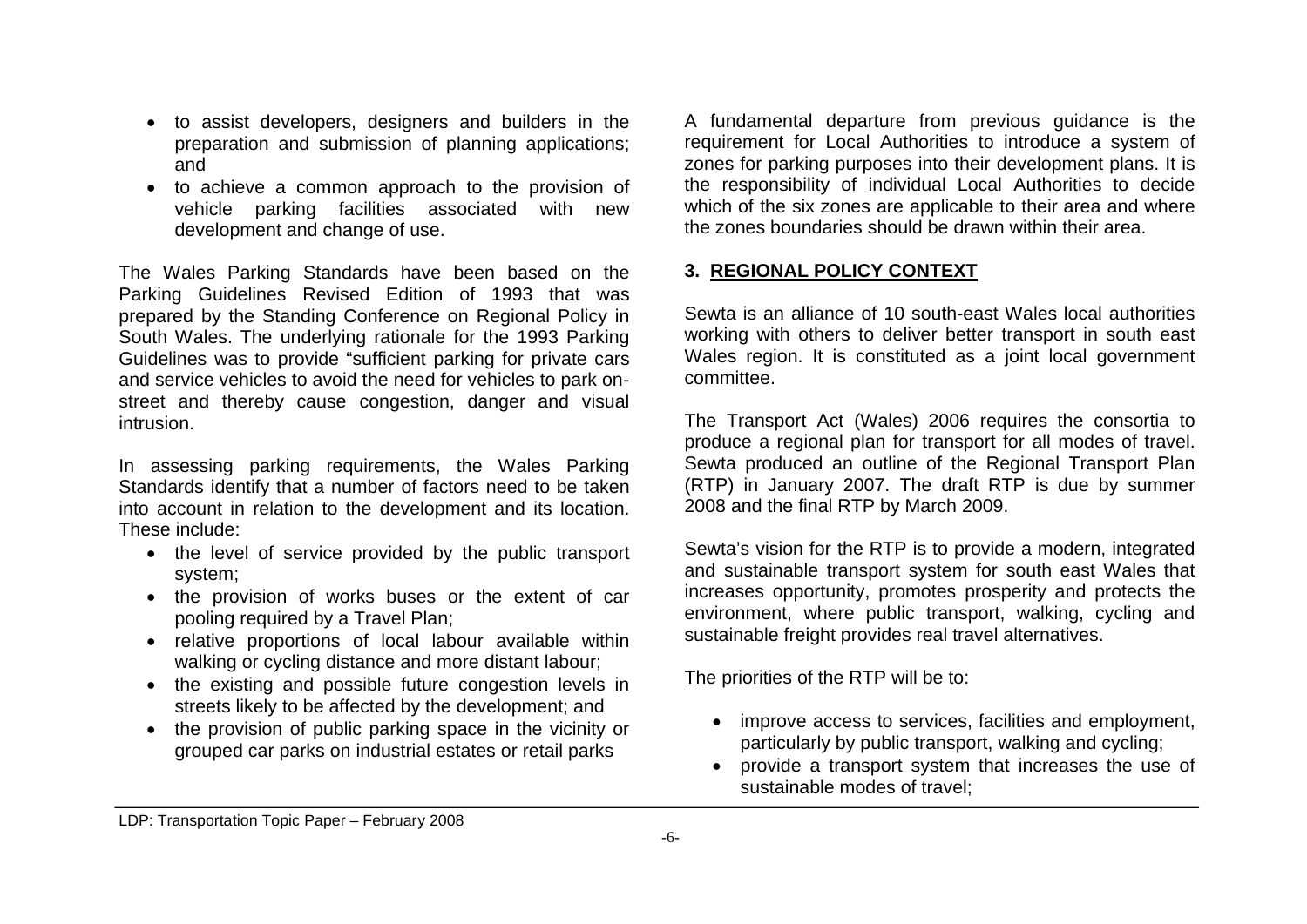- to assist developers, designers and builders in the preparation and submission of planning applications; and
- to achieve a common approach to the provision of vehicle parking facilities associated with new development and change of use.

The Wales Parking Standards have been based on the Parking Guidelines Revised Edition of 1993 that was prepared by the Standing Conference on Regional Policy in South Wales. The underlying rationale for the 1993 Parking Guidelines was to provide "sufficient parking for private cars and service vehicles to avoid the need for vehicles to park on-street and thereby cause congestion, danger and visual intrusion.

In assessing parking requirements, the Wales Parking Standards identify that a number of factors need to be taken into account in relation to the development and its location. These include:

- the level of service provided by the public transport system;
- the provision of works buses or the extent of car pooling required by a Travel Plan;
- relative proportions of local labour available within walking or cycling distance and more distant labour;
- the existing and possible future congestion levels in streets likely to be affected by the development; and
- the provision of public parking space in the vicinity or grouped car parks on industrial estates or retail parks

A fundamental departure from previous guidance is the requirement for Local Authorities to introduce a system of zones for parking purposes into their development plans. It is the responsibility of individual Local Authorities to decide which of the six zones are applicable to their area and where the zones boundaries should be drawn within their area.

## 3. REGIONAL POLICY CONTEXT

Sewta is an alliance of 10 south-east Wales local authorities working with others to deliver better transport in south east Wales region. It is constituted as a joint local government committee.

The Transport Act (Wales) 2006 requires the consortia to produce a regional plan for transport for all modes of travel. Sewta produced an outline of the Regional Transport Plan (RTP) in January 2007. The draft RTP is due by summer 2008 and the final RTP by March 2009.

Sewta's vision for the RTP is to provide a modern, integrated and sustainable transport system for south east Wales that increases opportunity, promotes prosperity and protects the environment, where public transport, walking, cycling and sustainable freight provides real travel alternatives.

The priorities of the RTP will be to:

- improve access to services, facilities and employment, particularly by public transport, walking and cycling;
- provide a transport system that increases the use of sustainable modes of travel;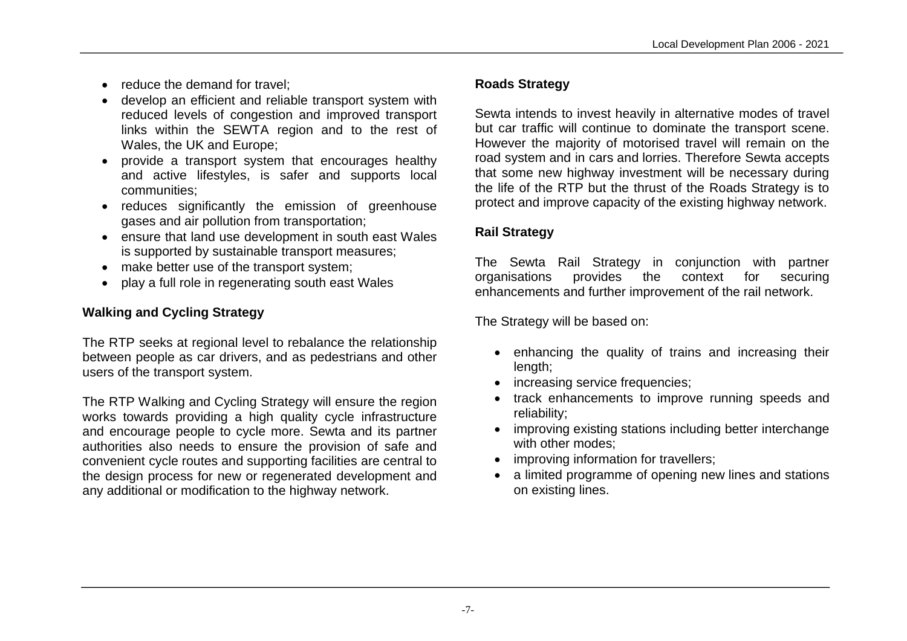- reduce the demand for travel;
- develop an efficient and reliable transport system with reduced levels of congestion and improved transport links within the SEWTA region and to the rest of Wales, the UK and Europe;
- provide a transport system that encourages healthy and active lifestyles, is safer and supports local communities;
- reduces significantly the emission of greenhouse gases and air pollution from transportation;
- ensure that land use development in south east Wales is supported by sustainable transport measures;
- make better use of the transport system;
- play a full role in regenerating south east Wales

**Walking and Cycling Strategy**

The RTP seeks at regional level to rebalance the relationship between people as car drivers, and as pedestrians and other users of the transport system.

The RTP Walking and Cycling Strategy will ensure the region works towards providing a high quality cycle infrastructure and encourage people to cycle more. Sewta and its partner authorities also needs to ensure the provision of safe and convenient cycle routes and supporting facilities are central to the design process for new or regenerated development and any additional or modification to the highway network.

**Roads Strategy**

Sewta intends to invest heavily in alternative modes of travel but car traffic will continue to dominate the transport scene. However the majority of motorised travel will remain on the road system and in cars and lorries. Therefore Sewta accepts that some new highway investment will be necessary during the life of the RTP but the thrust of the Roads Strategy is to protect and improve capacity of the existing highway network.

**Rail Strategy**

The Sewta Rail Strategy in conjunction with partner organisations provides the context for securing enhancements and further improvement of the rail network.

The Strategy will be based on:

- enhancing the quality of trains and increasing their length;
- increasing service frequencies;
- track enhancements to improve running speeds and reliability;
- improving existing stations including better interchange with other modes;
- improving information for travellers;
- a limited programme of opening new lines and stations on existing lines.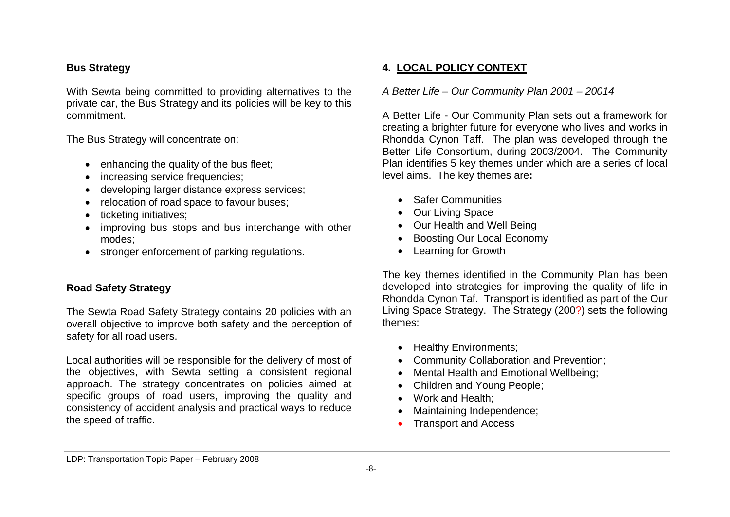### Bus Strategy

With Sewta being committed to providing alternatives to the private car, the Bus Strategy and its policies will be key to this commitment.

The Bus Strategy will concentrate on:

- enhancing the quality of the bus fleet;
- increasing service frequencies;
- developing larger distance express services;
- relocation of road space to favour buses;
- ticketing initiatives;
- improving bus stops and bus interchange with other modes;
- stronger enforcement of parking regulations.

### Road Safety Strategy

The Sewta Road Safety Strategy contains 20 policies with an overall objective to improve both safety and the perception of safety for all road users.

Local authorities will be responsible for the delivery of most of the objectives, with Sewta setting a consistent regional approach. The strategy concentrates on policies aimed at specific groups of road users, improving the quality and consistency of accident analysis and practical ways to reduce the speed of traffic.

## 4. LOCAL POLICY CONTEXT

*A Better Life – Our Community Plan 2001 – 20014*

A Better Life - Our Community Plan sets out a framework for creating a brighter future for everyone who lives and works in Rhondda Cynon Taff. The plan was developed through the Better Life Consortium, during 2003/2004. The Community Plan identifies 5 key themes under which are a series of local level aims. The key themes are**:**

- Safer Communities
- Our Living Space
- Our Health and Well Being
- Boosting Our Local Economy
- Learning for Growth

The key themes identified in the Community Plan has been developed into strategies for improving the quality of life in Rhondda Cynon Taf. Transport is identified as part of the Our Living Space Strategy. The Strategy (200?) sets the following themes:

- Healthy Environments;
- Community Collaboration and Prevention;
- Mental Health and Emotional Wellbeing;
- Children and Young People;
- Work and Health;
- Maintaining Independence;
- Transport and Access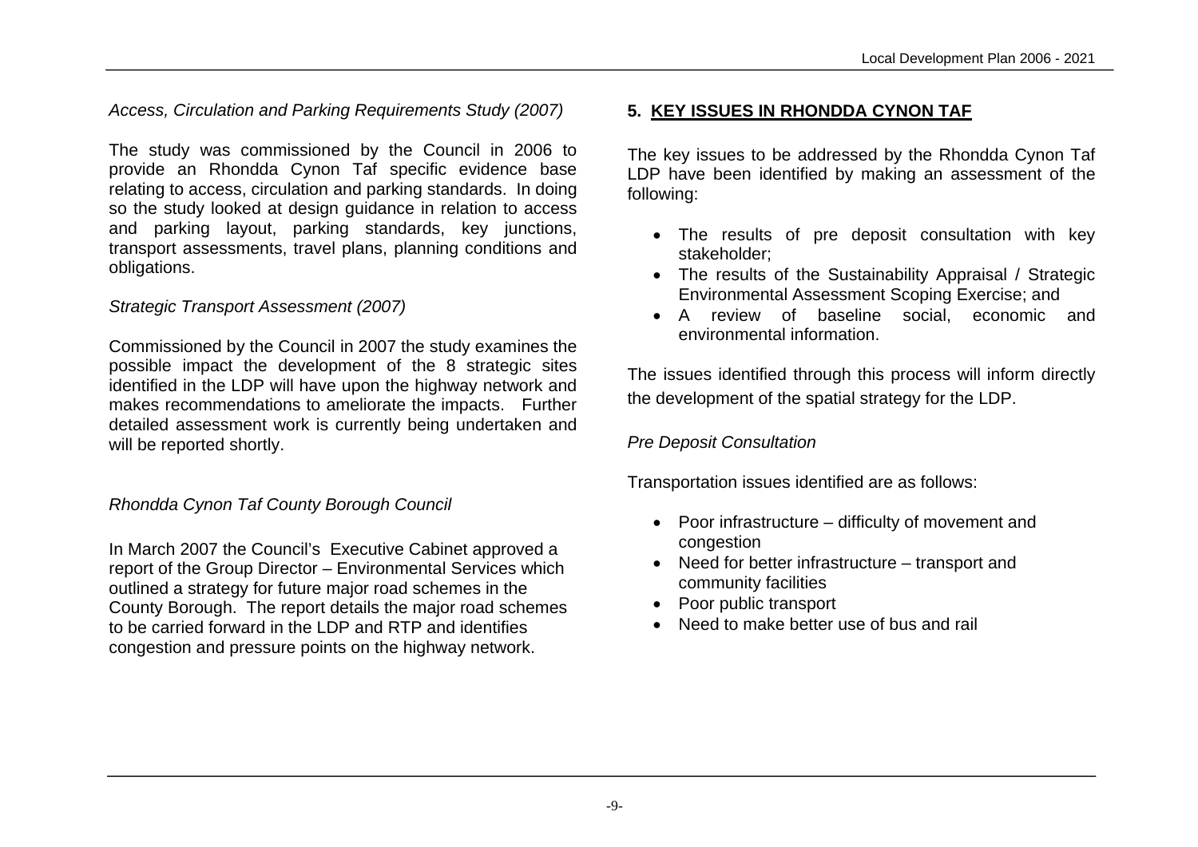*Access, Circulation and Parking Requirements Study (2007)*

The study was commissioned by the Council in 2006 to provide an Rhondda Cynon Taf specific evidence base relating to access, circulation and parking standards. In doing so the study looked at design guidance in relation to access and parking layout, parking standards, key junctions, transport assessments, travel plans, planning conditions and obligations.

*Strategic Transport Assessment (2007)*

Commissioned by the Council in 2007 the study examines the possible impact the development of the 8 strategic sites identified in the LDP will have upon the highway network and makes recommendations to ameliorate the impacts. Further detailed assessment work is currently being undertaken and will be reported shortly.

*Rhondda Cynon Taf County Borough Council*

In March 2007 the Council's Executive Cabinet approved a report of the Group Director – Environmental Services which outlined a strategy for future major road schemes in the County Borough. The report details the major road schemes to be carried forward in the LDP and RTP and identifies congestion and pressure points on the highway network.

## 5. KEY ISSUES IN RHONDDA CYNON TAF

The key issues to be addressed by the Rhondda Cynon Taf LDP have been identified by making an assessment of the following:

- The results of pre deposit consultation with key stakeholder;
- The results of the Sustainability Appraisal / Strategic Environmental Assessment Scoping Exercise; and
- A review of baseline social, economic and environmental information.

The issues identified through this process will inform directly the development of the spatial strategy for the LDP.

*Pre Deposit Consultation*

Transportation issues identified are as follows:

- Poor infrastructure – difficulty of movement and congestion
- Need for better infrastructure – transport and community facilities
- Poor public transport
- Need to make better use of bus and rail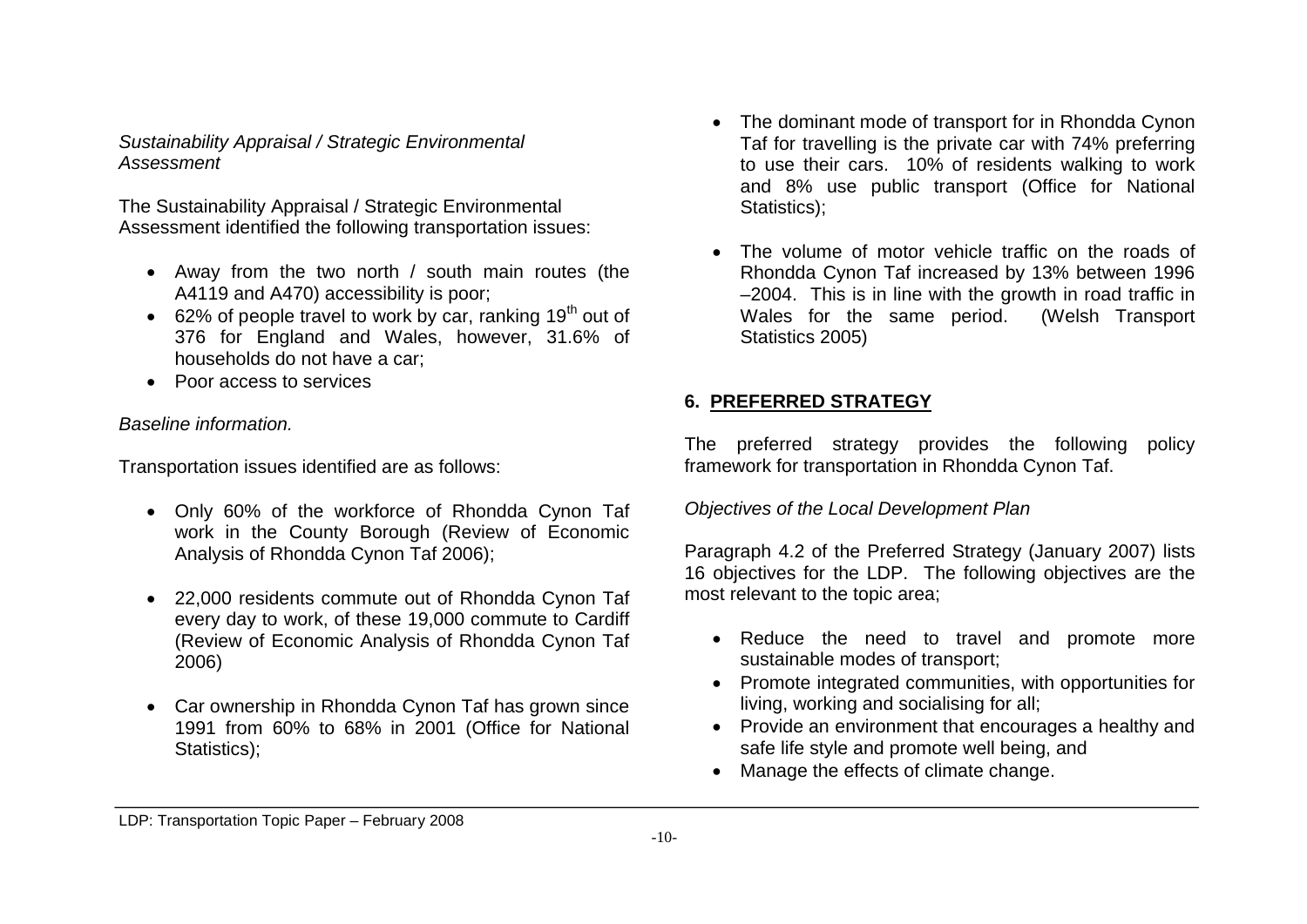*Sustainability Appraisal / Strategic Environmental Assessment*

The Sustainability Appraisal / Strategic Environmental Assessment identified the following transportation issues:

- Away from the two north / south main routes (the A4119 and A470) accessibility is poor;
- 62% of people travel to work by car, ranking 19th out of 376 for England and Wales, however, 31.6% of households do not have a car;
- Poor access to services

*Baseline information.*

Transportation issues identified are as follows:

- Only 60% of the workforce of Rhondda Cynon Taf work in the County Borough (Review of Economic Analysis of Rhondda Cynon Taf 2006);
- 22,000 residents commute out of Rhondda Cynon Taf every day to work, of these 19,000 commute to Cardiff (Review of Economic Analysis of Rhondda Cynon Taf 2006)
- Car ownership in Rhondda Cynon Taf has grown since 1991 from 60% to 68% in 2001 (Office for National Statistics);
- The dominant mode of transport for in Rhondda Cynon Taf for travelling is the private car with 74% preferring to use their cars. 10% of residents walking to work and 8% use public transport (Office for National Statistics);
- The volume of motor vehicle traffic on the roads of Rhondda Cynon Taf increased by 13% between 1996 –2004. This is in line with the growth in road traffic in Wales for the same period. (Welsh Transport Statistics 2005)

## 6. PREFERRED STRATEGY

The preferred strategy provides the following policy framework for transportation in Rhondda Cynon Taf.

*Objectives of the Local Development Plan*

Paragraph 4.2 of the Preferred Strategy (January 2007) lists 16 objectives for the LDP. The following objectives are the most relevant to the topic area;

- Reduce the need to travel and promote more sustainable modes of transport;
- Promote integrated communities, with opportunities for living, working and socialising for all;
- Provide an environment that encourages a healthy and safe life style and promote well being, and
- Manage the effects of climate change.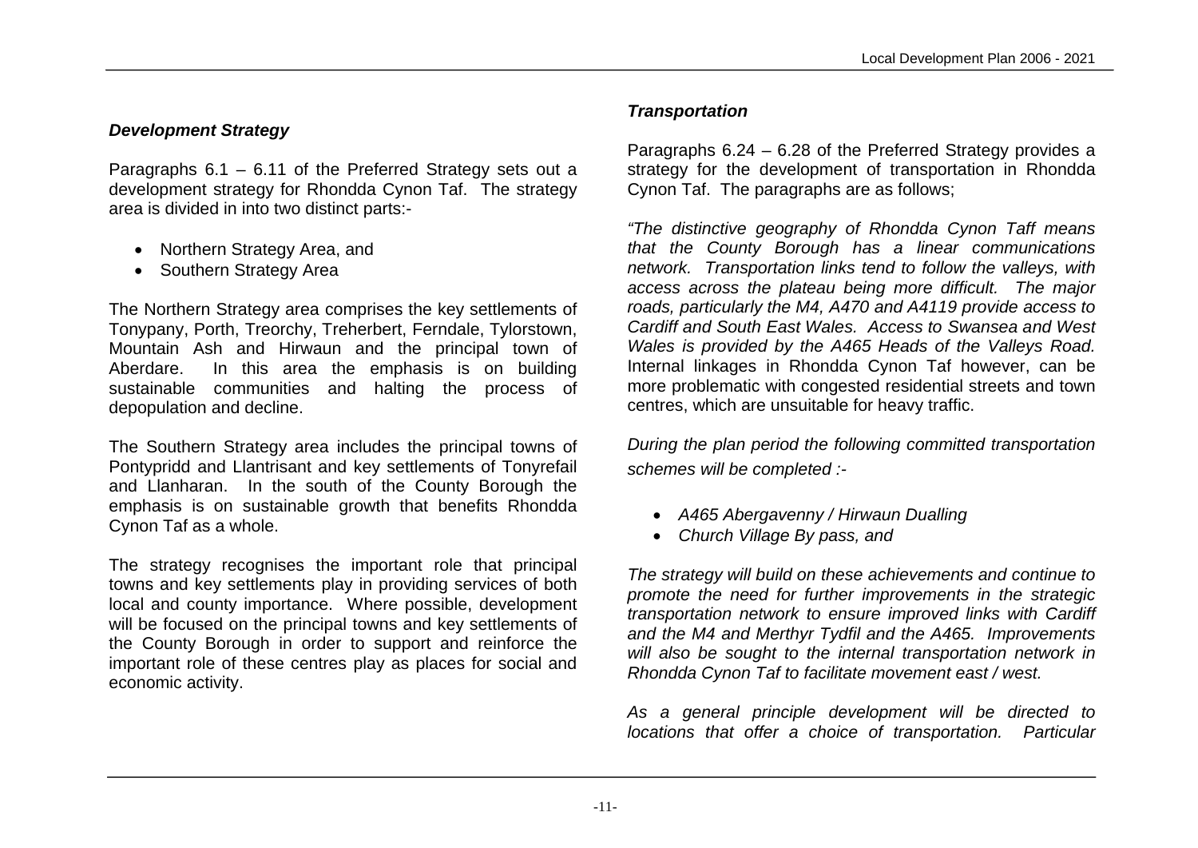### *Development Strategy*

Paragraphs 6.1 – 6.11 of the Preferred Strategy sets out a development strategy for Rhondda Cynon Taf. The strategy area is divided in into two distinct parts:-

- Northern Strategy Area, and
- Southern Strategy Area

The Northern Strategy area comprises the key settlements of Tonypany, Porth, Treorchy, Treherbert, Ferndale, Tylorstown, Mountain Ash and Hirwaun and the principal town of Aberdare. In this area the emphasis is on building sustainable communities and halting the process of depopulation and decline.

The Southern Strategy area includes the principal towns of Pontypridd and Llantrisant and key settlements of Tonyrefail and Llanharan. In the south of the County Borough the emphasis is on sustainable growth that benefits Rhondda Cynon Taf as a whole.

The strategy recognises the important role that principal towns and key settlements play in providing services of both local and county importance. Where possible, development will be focused on the principal towns and key settlements of the County Borough in order to support and reinforce the important role of these centres play as places for social and economic activity.

### *Transportation*

Paragraphs 6.24 – 6.28 of the Preferred Strategy provides a strategy for the development of transportation in Rhondda Cynon Taf. The paragraphs are as follows;

*"The distinctive geography of Rhondda Cynon Taff means that the County Borough has a linear communications network. Transportation links tend to follow the valleys, with access across the plateau being more difficult. The major roads, particularly the M4, A470 and A4119 provide access to Cardiff and South East Wales. Access to Swansea and West Wales is provided by the A465 Heads of the Valleys Road.* Internal linkages in Rhondda Cynon Taf however, can be more problematic with congested residential streets and town centres, which are unsuitable for heavy traffic.

*During the plan period the following committed transportation schemes will be completed :-*

- *A465 Abergavenny / Hirwaun Dualling*
- *Church Village By pass, and*

*The strategy will build on these achievements and continue to promote the need for further improvements in the strategic transportation network to ensure improved links with Cardiff and the M4 and Merthyr Tydfil and the A465. Improvements will also be sought to the internal transportation network in Rhondda Cynon Taf to facilitate movement east / west.*

*As a general principle development will be directed to locations that offer a choice of transportation. Particular*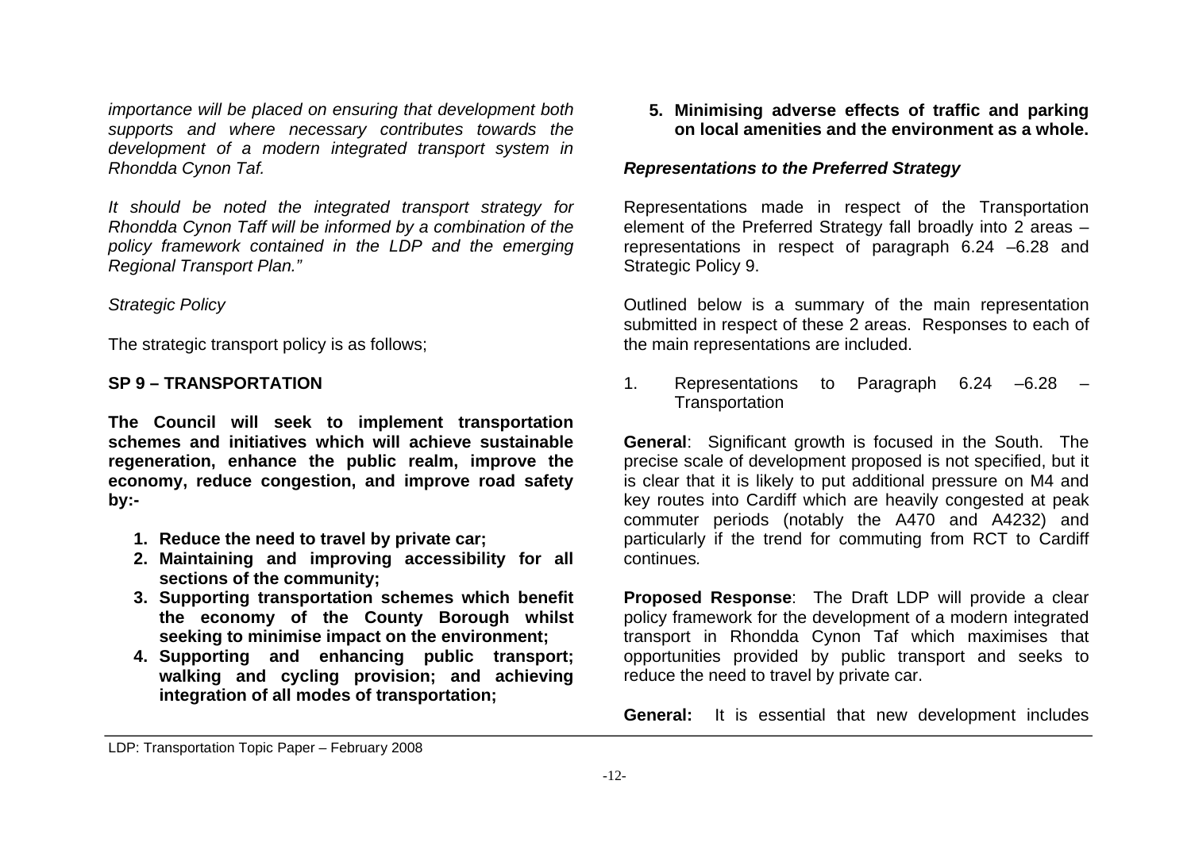*importance will be placed on ensuring that development both supports and where necessary contributes towards the development of a modern integrated transport system in Rhondda Cynon Taf.*

*It should be noted the integrated transport strategy for Rhondda Cynon Taff will be informed by a combination of the policy framework contained in the LDP and the emerging Regional Transport Plan."*

*Strategic Policy*

The strategic transport policy is as follows;

**SP 9 – TRANSPORTATION**

**The Council will seek to implement transportation schemes and initiatives which will achieve sustainable regeneration, enhance the public realm, improve the economy, reduce congestion, and improve road safety by:-**

1. **Reduce the need to travel by private car;**
2. **Maintaining and improving accessibility for all sections of the community;**
3. **Supporting transportation schemes which benefit the economy of the County Borough whilst seeking to minimise impact on the environment;**
4. **Supporting and enhancing public transport; walking and cycling provision; and achieving integration of all modes of transportation;**
5. **Minimising adverse effects of traffic and parking on local amenities and the environment as a whole.**

***Representations to the Preferred Strategy***

Representations made in respect of the Transportation element of the Preferred Strategy fall broadly into 2 areas – representations in respect of paragraph 6.24 –6.28 and Strategic Policy 9.

Outlined below is a summary of the main representation submitted in respect of these 2 areas. Responses to each of the main representations are included.

1. Representations to Paragraph 6.24 –6.28 – Transportation

**General**: Significant growth is focused in the South. The precise scale of development proposed is not specified, but it is clear that it is likely to put additional pressure on M4 and key routes into Cardiff which are heavily congested at peak commuter periods (notably the A470 and A4232) and particularly if the trend for commuting from RCT to Cardiff continues.

**Proposed Response**: The Draft LDP will provide a clear policy framework for the development of a modern integrated transport in Rhondda Cynon Taf which maximises that opportunities provided by public transport and seeks to reduce the need to travel by private car.

**General:** It is essential that new development includes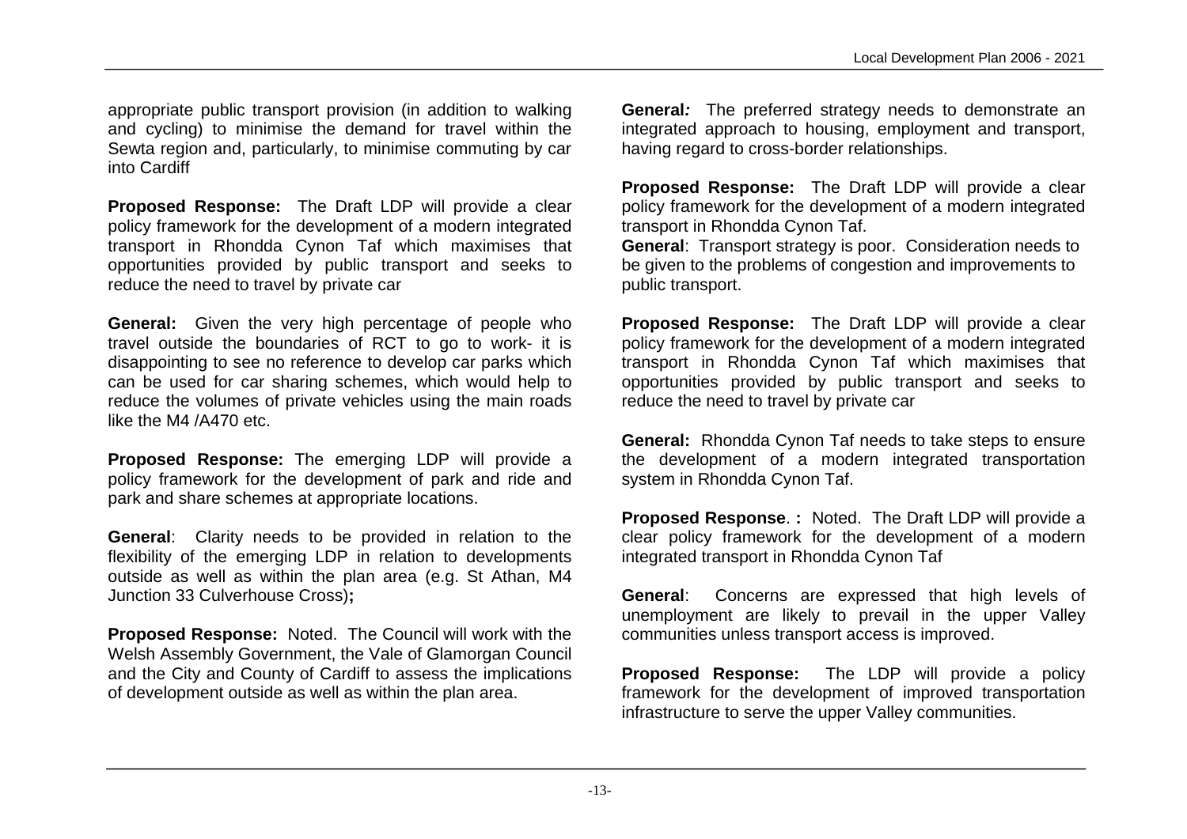appropriate public transport provision (in addition to walking and cycling) to minimise the demand for travel within the Sewta region and, particularly, to minimise commuting by car into Cardiff

**Proposed Response:** The Draft LDP will provide a clear policy framework for the development of a modern integrated transport in Rhondda Cynon Taf which maximises that opportunities provided by public transport and seeks to reduce the need to travel by private car

**General:** Given the very high percentage of people who travel outside the boundaries of RCT to go to work- it is disappointing to see no reference to develop car parks which can be used for car sharing schemes, which would help to reduce the volumes of private vehicles using the main roads like the M4 /A470 etc.

**Proposed Response:** The emerging LDP will provide a policy framework for the development of park and ride and park and share schemes at appropriate locations.

**General**: Clarity needs to be provided in relation to the flexibility of the emerging LDP in relation to developments outside as well as within the plan area (e.g. St Athan, M4 Junction 33 Culverhouse Cross)**;**

**Proposed Response:** Noted. The Council will work with the Welsh Assembly Government, the Vale of Glamorgan Council and the City and County of Cardiff to assess the implications of development outside as well as within the plan area.

**General***:* The preferred strategy needs to demonstrate an integrated approach to housing, employment and transport, having regard to cross-border relationships.

**Proposed Response:** The Draft LDP will provide a clear policy framework for the development of a modern integrated transport in Rhondda Cynon Taf.

**General**: Transport strategy is poor. Consideration needs to be given to the problems of congestion and improvements to public transport.

**Proposed Response:** The Draft LDP will provide a clear policy framework for the development of a modern integrated transport in Rhondda Cynon Taf which maximises that opportunities provided by public transport and seeks to reduce the need to travel by private car

**General:** Rhondda Cynon Taf needs to take steps to ensure the development of a modern integrated transportation system in Rhondda Cynon Taf.

**Proposed Response**. **:** Noted. The Draft LDP will provide a clear policy framework for the development of a modern integrated transport in Rhondda Cynon Taf

**General**: Concerns are expressed that high levels of unemployment are likely to prevail in the upper Valley communities unless transport access is improved.

**Proposed Response:** The LDP will provide a policy framework for the development of improved transportation infrastructure to serve the upper Valley communities.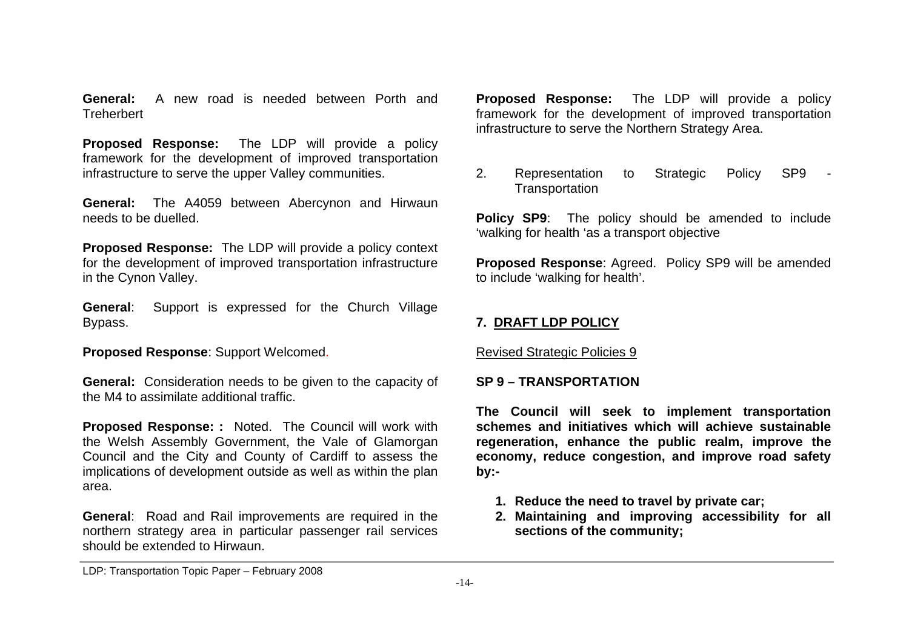**General:** A new road is needed between Porth and Treherbert

**Proposed Response:** The LDP will provide a policy framework for the development of improved transportation infrastructure to serve the upper Valley communities.

**General:** The A4059 between Abercynon and Hirwaun needs to be duelled.

**Proposed Response:** The LDP will provide a policy context for the development of improved transportation infrastructure in the Cynon Valley.

**General**: Support is expressed for the Church Village Bypass.

**Proposed Response**: Support Welcomed.

**General:** Consideration needs to be given to the capacity of the M4 to assimilate additional traffic.

**Proposed Response: :** Noted. The Council will work with the Welsh Assembly Government, the Vale of Glamorgan Council and the City and County of Cardiff to assess the implications of development outside as well as within the plan area.

**General**: Road and Rail improvements are required in the northern strategy area in particular passenger rail services should be extended to Hirwaun.

**Proposed Response:** The LDP will provide a policy framework for the development of improved transportation infrastructure to serve the Northern Strategy Area.

2. Representation to Strategic Policy SP9 - Transportation

**Policy SP9**: The policy should be amended to include 'walking for health 'as a transport objective

**Proposed Response**: Agreed. Policy SP9 will be amended to include 'walking for health'.

## 7. DRAFT LDP POLICY

Revised Strategic Policies 9

**SP 9 – TRANSPORTATION**

**The Council will seek to implement transportation schemes and initiatives which will achieve sustainable regeneration, enhance the public realm, improve the economy, reduce congestion, and improve road safety by:-**

1. **Reduce the need to travel by private car;**
2. **Maintaining and improving accessibility for all sections of the community;**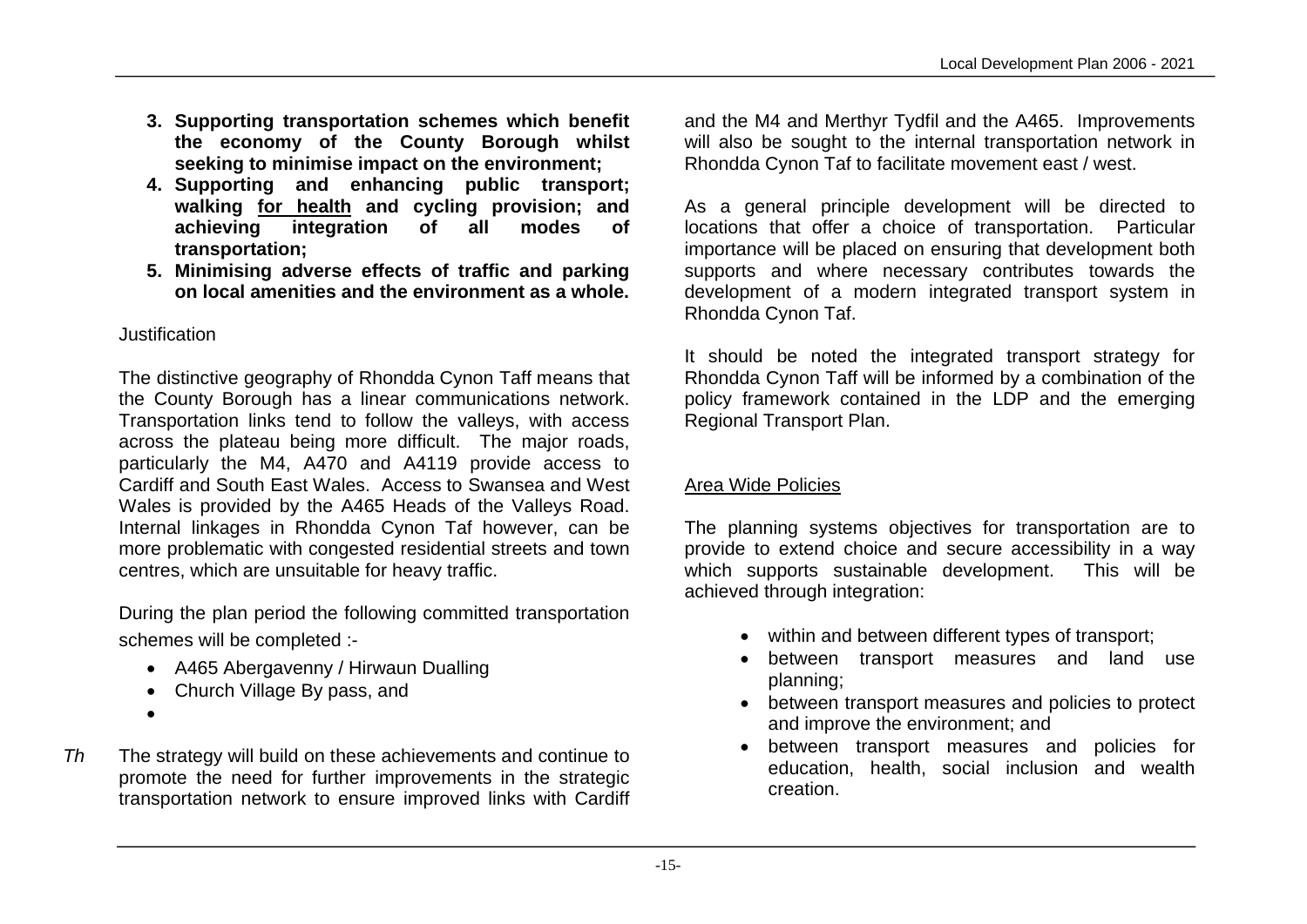3. **Supporting transportation schemes which benefit the economy of the County Borough whilst seeking to minimise impact on the environment;**
4. **Supporting and enhancing public transport; walking <u>for health</u> and cycling provision; and achieving integration of all modes of transportation;**
5. **Minimising adverse effects of traffic and parking on local amenities and the environment as a whole.**

Justification

The distinctive geography of Rhondda Cynon Taff means that the County Borough has a linear communications network. Transportation links tend to follow the valleys, with access across the plateau being more difficult. The major roads, particularly the M4, A470 and A4119 provide access to Cardiff and South East Wales. Access to Swansea and West Wales is provided by the A465 Heads of the Valleys Road. Internal linkages in Rhondda Cynon Taf however, can be more problematic with congested residential streets and town centres, which are unsuitable for heavy traffic.

During the plan period the following committed transportation schemes will be completed :-

- A465 Abergavenny / Hirwaun Dualling
- Church Village By pass, and
- 

*Th* The strategy will build on these achievements and continue to promote the need for further improvements in the strategic transportation network to ensure improved links with Cardiff and the M4 and Merthyr Tydfil and the A465. Improvements will also be sought to the internal transportation network in Rhondda Cynon Taf to facilitate movement east / west.

As a general principle development will be directed to locations that offer a choice of transportation. Particular importance will be placed on ensuring that development both supports and where necessary contributes towards the development of a modern integrated transport system in Rhondda Cynon Taf.

It should be noted the integrated transport strategy for Rhondda Cynon Taff will be informed by a combination of the policy framework contained in the LDP and the emerging Regional Transport Plan.

<u>Area Wide Policies</u>

The planning systems objectives for transportation are to provide to extend choice and secure accessibility in a way which supports sustainable development. This will be achieved through integration:

- within and between different types of transport;
- between transport measures and land use planning;
- between transport measures and policies to protect and improve the environment; and
- between transport measures and policies for education, health, social inclusion and wealth creation.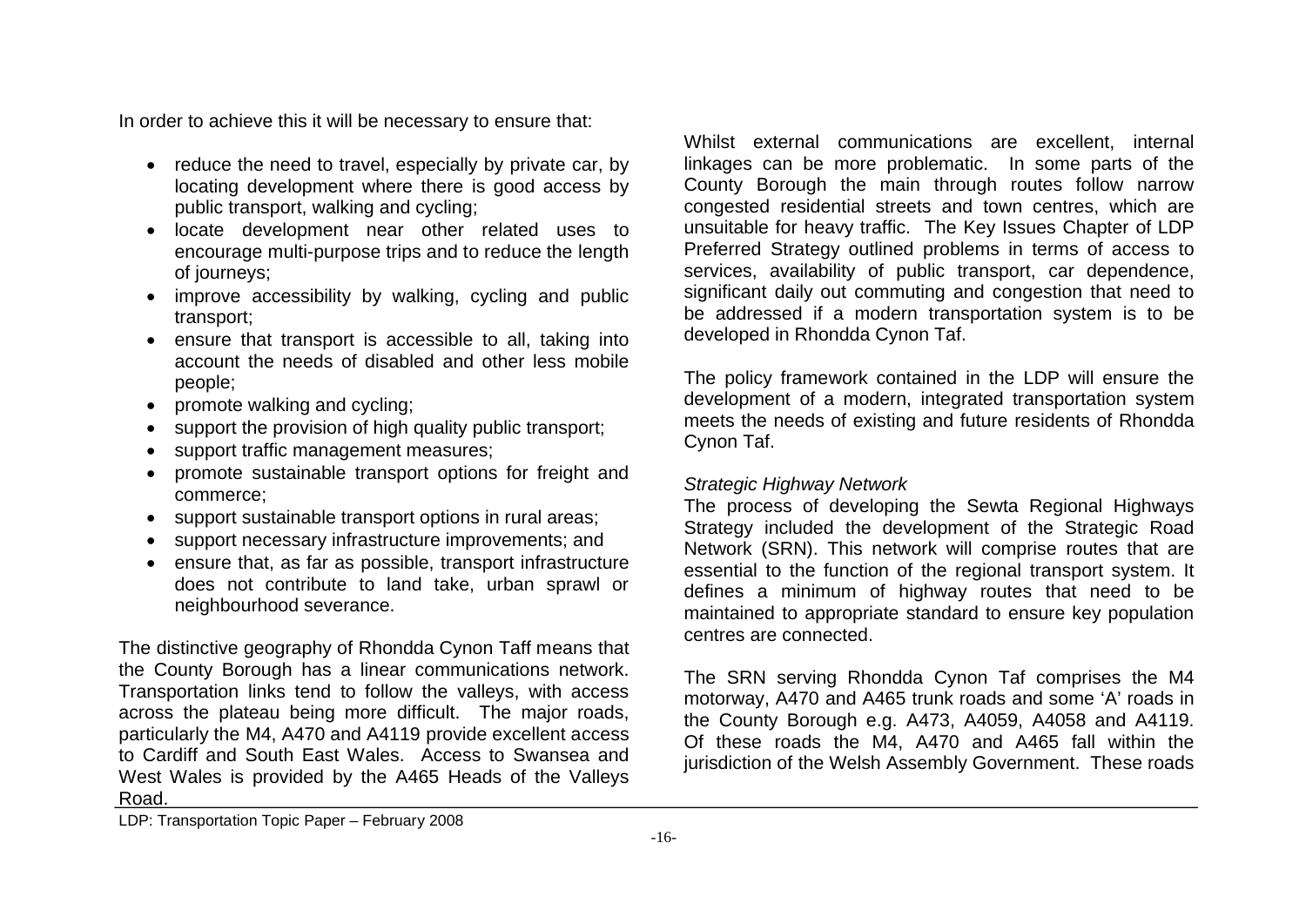In order to achieve this it will be necessary to ensure that:

- reduce the need to travel, especially by private car, by locating development where there is good access by public transport, walking and cycling;
- locate development near other related uses to encourage multi-purpose trips and to reduce the length of journeys;
- improve accessibility by walking, cycling and public transport;
- ensure that transport is accessible to all, taking into account the needs of disabled and other less mobile people;
- promote walking and cycling;
- support the provision of high quality public transport;
- support traffic management measures;
- promote sustainable transport options for freight and commerce;
- support sustainable transport options in rural areas;
- support necessary infrastructure improvements; and
- ensure that, as far as possible, transport infrastructure does not contribute to land take, urban sprawl or neighbourhood severance.

The distinctive geography of Rhondda Cynon Taff means that the County Borough has a linear communications network. Transportation links tend to follow the valleys, with access across the plateau being more difficult. The major roads, particularly the M4, A470 and A4119 provide excellent access to Cardiff and South East Wales. Access to Swansea and West Wales is provided by the A465 Heads of the Valleys Road.

Whilst external communications are excellent, internal linkages can be more problematic. In some parts of the County Borough the main through routes follow narrow congested residential streets and town centres, which are unsuitable for heavy traffic. The Key Issues Chapter of LDP Preferred Strategy outlined problems in terms of access to services, availability of public transport, car dependence, significant daily out commuting and congestion that need to be addressed if a modern transportation system is to be developed in Rhondda Cynon Taf.

The policy framework contained in the LDP will ensure the development of a modern, integrated transportation system meets the needs of existing and future residents of Rhondda Cynon Taf.

*Strategic Highway Network*

The process of developing the Sewta Regional Highways Strategy included the development of the Strategic Road Network (SRN). This network will comprise routes that are essential to the function of the regional transport system. It defines a minimum of highway routes that need to be maintained to appropriate standard to ensure key population centres are connected.

The SRN serving Rhondda Cynon Taf comprises the M4 motorway, A470 and A465 trunk roads and some 'A' roads in the County Borough e.g. A473, A4059, A4058 and A4119. Of these roads the M4, A470 and A465 fall within the jurisdiction of the Welsh Assembly Government. These roads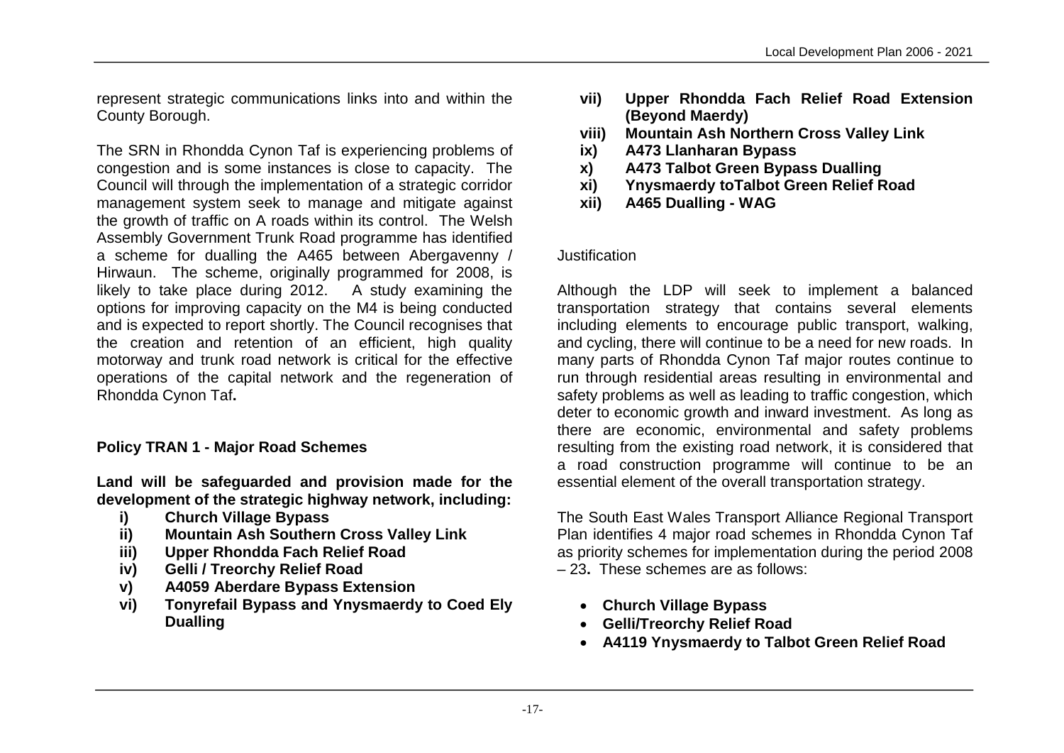represent strategic communications links into and within the County Borough.

The SRN in Rhondda Cynon Taf is experiencing problems of congestion and is some instances is close to capacity. The Council will through the implementation of a strategic corridor management system seek to manage and mitigate against the growth of traffic on A roads within its control. The Welsh Assembly Government Trunk Road programme has identified a scheme for dualling the A465 between Abergavenny / Hirwaun. The scheme, originally programmed for 2008, is likely to take place during 2012. A study examining the options for improving capacity on the M4 is being conducted and is expected to report shortly. The Council recognises that the creation and retention of an efficient, high quality motorway and trunk road network is critical for the effective operations of the capital network and the regeneration of Rhondda Cynon Taf.

**Policy TRAN 1 - Major Road Schemes**

**Land will be safeguarded and provision made for the development of the strategic highway network, including:**

- **i) Church Village Bypass**
- **ii) Mountain Ash Southern Cross Valley Link**
- **iii) Upper Rhondda Fach Relief Road**
- **iv) Gelli / Treorchy Relief Road**
- **v) A4059 Aberdare Bypass Extension**
- **vi) Tonyrefail Bypass and Ynysmaerdy to Coed Ely Dualling**
- **vii) Upper Rhondda Fach Relief Road Extension (Beyond Maerdy)**
- **viii) Mountain Ash Northern Cross Valley Link**
- **ix) A473 Llanharan Bypass**
- **x) A473 Talbot Green Bypass Dualling**
- **xi) Ynysmaerdy toTalbot Green Relief Road**
- **xii) A465 Dualling - WAG**

Justification

Although the LDP will seek to implement a balanced transportation strategy that contains several elements including elements to encourage public transport, walking, and cycling, there will continue to be a need for new roads. In many parts of Rhondda Cynon Taf major routes continue to run through residential areas resulting in environmental and safety problems as well as leading to traffic congestion, which deter to economic growth and inward investment. As long as there are economic, environmental and safety problems resulting from the existing road network, it is considered that a road construction programme will continue to be an essential element of the overall transportation strategy.

The South East Wales Transport Alliance Regional Transport Plan identifies 4 major road schemes in Rhondda Cynon Taf as priority schemes for implementation during the period 2008 – 23**.** These schemes are as follows:

- **Church Village Bypass**
- **Gelli/Treorchy Relief Road**
- **A4119 Ynysmaerdy to Talbot Green Relief Road**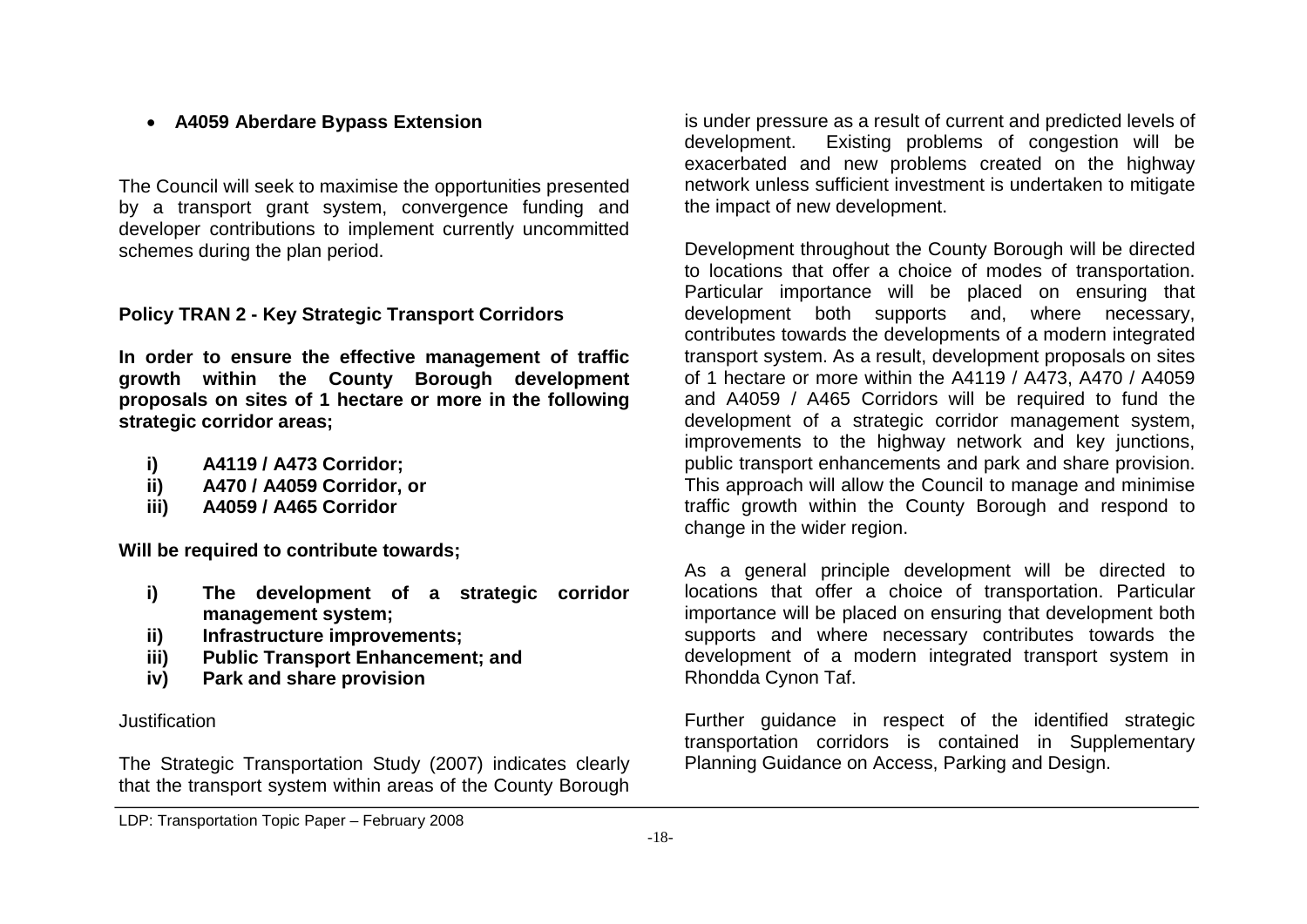- **A4059 Aberdare Bypass Extension**

The Council will seek to maximise the opportunities presented by a transport grant system, convergence funding and developer contributions to implement currently uncommitted schemes during the plan period.

**Policy TRAN 2 - Key Strategic Transport Corridors**

**In order to ensure the effective management of traffic growth within the County Borough development proposals on sites of 1 hectare or more in the following strategic corridor areas;**

- **i) A4119 / A473 Corridor;**
- **ii) A470 / A4059 Corridor, or**
- **iii) A4059 / A465 Corridor**

**Will be required to contribute towards;**

- **i) The development of a strategic corridor management system;**
- **ii) Infrastructure improvements;**
- **iii) Public Transport Enhancement; and**
- **iv) Park and share provision**

Justification

The Strategic Transportation Study (2007) indicates clearly that the transport system within areas of the County Borough is under pressure as a result of current and predicted levels of development. Existing problems of congestion will be exacerbated and new problems created on the highway network unless sufficient investment is undertaken to mitigate the impact of new development.

Development throughout the County Borough will be directed to locations that offer a choice of modes of transportation. Particular importance will be placed on ensuring that development both supports and, where necessary, contributes towards the developments of a modern integrated transport system. As a result, development proposals on sites of 1 hectare or more within the A4119 / A473, A470 / A4059 and A4059 / A465 Corridors will be required to fund the development of a strategic corridor management system, improvements to the highway network and key junctions, public transport enhancements and park and share provision. This approach will allow the Council to manage and minimise traffic growth within the County Borough and respond to change in the wider region.

As a general principle development will be directed to locations that offer a choice of transportation. Particular importance will be placed on ensuring that development both supports and where necessary contributes towards the development of a modern integrated transport system in Rhondda Cynon Taf.

Further guidance in respect of the identified strategic transportation corridors is contained in Supplementary Planning Guidance on Access, Parking and Design.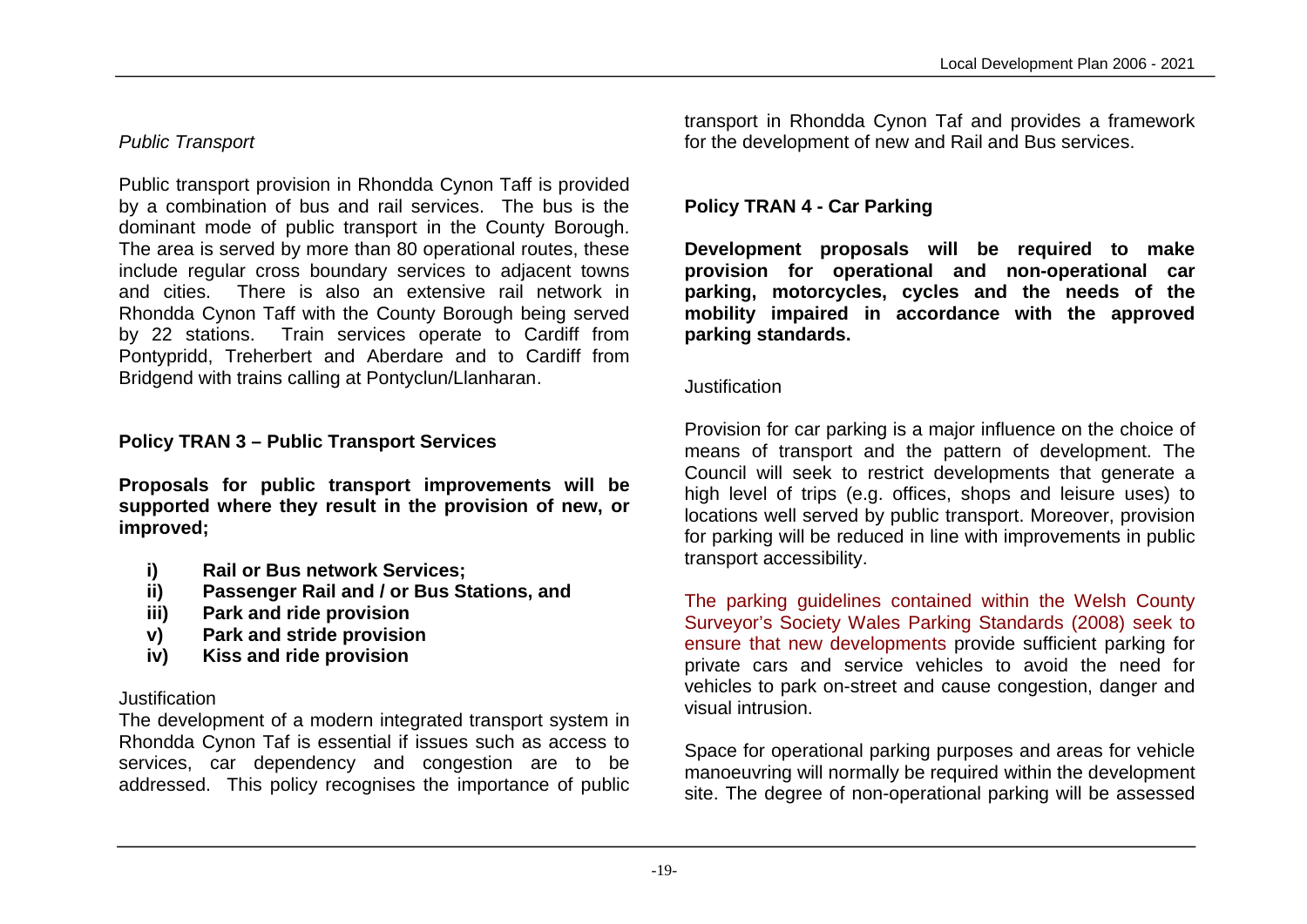*Public Transport*

Public transport provision in Rhondda Cynon Taff is provided by a combination of bus and rail services. The bus is the dominant mode of public transport in the County Borough. The area is served by more than 80 operational routes, these include regular cross boundary services to adjacent towns and cities. There is also an extensive rail network in Rhondda Cynon Taff with the County Borough being served by 22 stations. Train services operate to Cardiff from Pontypridd, Treherbert and Aberdare and to Cardiff from Bridgend with trains calling at Pontyclun/Llanharan.

### Policy TRAN 3 – Public Transport Services

**Proposals for public transport improvements will be supported where they result in the provision of new, or improved;**

- **i) Rail or Bus network Services;**
- **ii) Passenger Rail and / or Bus Stations, and**
- **iii) Park and ride provision**
- **v) Park and stride provision**
- **iv) Kiss and ride provision**

Justification

The development of a modern integrated transport system in Rhondda Cynon Taf is essential if issues such as access to services, car dependency and congestion are to be addressed. This policy recognises the importance of public transport in Rhondda Cynon Taf and provides a framework for the development of new and Rail and Bus services.

### Policy TRAN 4 - Car Parking

**Development proposals will be required to make provision for operational and non-operational car parking, motorcycles, cycles and the needs of the mobility impaired in accordance with the approved parking standards.**

Justification

Provision for car parking is a major influence on the choice of means of transport and the pattern of development. The Council will seek to restrict developments that generate a high level of trips (e.g. offices, shops and leisure uses) to locations well served by public transport. Moreover, provision for parking will be reduced in line with improvements in public transport accessibility.

The parking guidelines contained within the Welsh County Surveyor's Society Wales Parking Standards (2008) seek to ensure that new developments provide sufficient parking for private cars and service vehicles to avoid the need for vehicles to park on-street and cause congestion, danger and visual intrusion.

Space for operational parking purposes and areas for vehicle manoeuvring will normally be required within the development site. The degree of non-operational parking will be assessed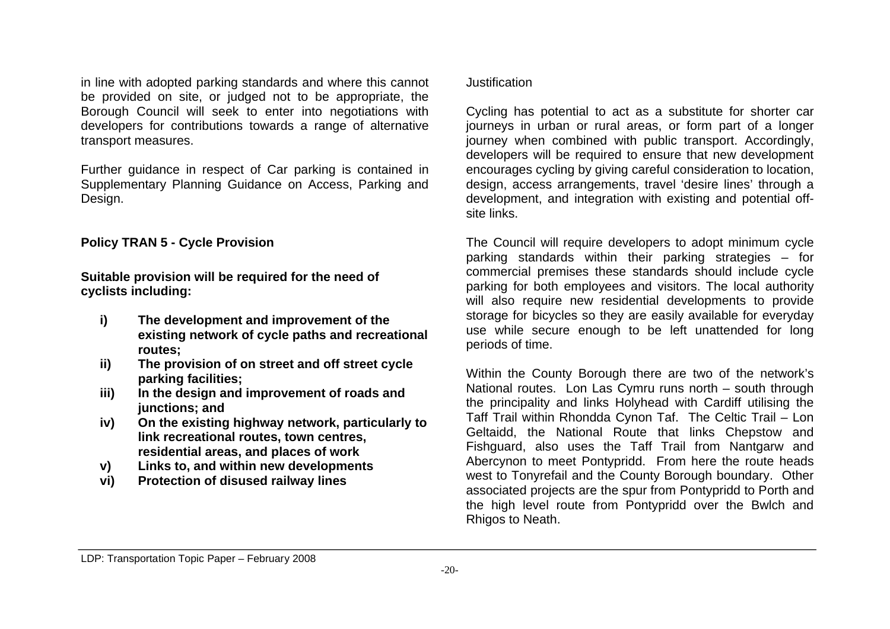in line with adopted parking standards and where this cannot be provided on site, or judged not to be appropriate, the Borough Council will seek to enter into negotiations with developers for contributions towards a range of alternative transport measures.

Further guidance in respect of Car parking is contained in Supplementary Planning Guidance on Access, Parking and Design.

**Policy TRAN 5 - Cycle Provision**

**Suitable provision will be required for the need of cyclists including:**

- **i) The development and improvement of the existing network of cycle paths and recreational routes;**
- **ii) The provision of on street and off street cycle parking facilities;**
- **iii) In the design and improvement of roads and junctions; and**
- **iv) On the existing highway network, particularly to link recreational routes, town centres, residential areas, and places of work**
- **v) Links to, and within new developments**
- **vi) Protection of disused railway lines**

Justification

Cycling has potential to act as a substitute for shorter car journeys in urban or rural areas, or form part of a longer journey when combined with public transport. Accordingly, developers will be required to ensure that new development encourages cycling by giving careful consideration to location, design, access arrangements, travel 'desire lines' through a development, and integration with existing and potential off-site links.

The Council will require developers to adopt minimum cycle parking standards within their parking strategies – for commercial premises these standards should include cycle parking for both employees and visitors. The local authority will also require new residential developments to provide storage for bicycles so they are easily available for everyday use while secure enough to be left unattended for long periods of time.

Within the County Borough there are two of the network's National routes. Lon Las Cymru runs north – south through the principality and links Holyhead with Cardiff utilising the Taff Trail within Rhondda Cynon Taf. The Celtic Trail – Lon Geltaidd, the National Route that links Chepstow and Fishguard, also uses the Taff Trail from Nantgarw and Abercynon to meet Pontypridd. From here the route heads west to Tonyrefail and the County Borough boundary. Other associated projects are the spur from Pontypridd to Porth and the high level route from Pontypridd over the Bwlch and Rhigos to Neath.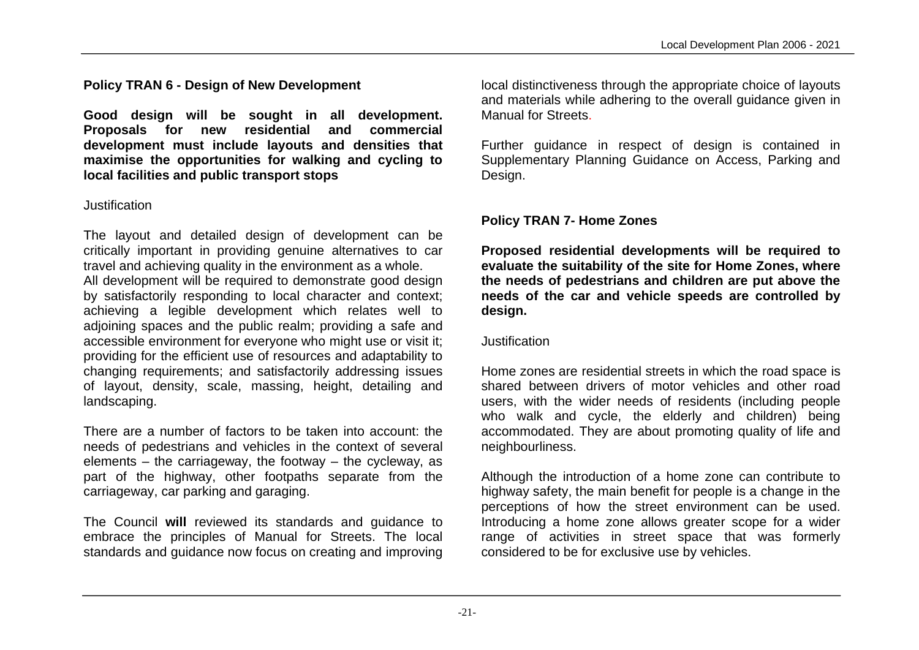### Policy TRAN 6 - Design of New Development

**Good design will be sought in all development. Proposals for new residential and commercial development must include layouts and densities that maximise the opportunities for walking and cycling to local facilities and public transport stops**

Justification

The layout and detailed design of development can be critically important in providing genuine alternatives to car travel and achieving quality in the environment as a whole.
All development will be required to demonstrate good design by satisfactorily responding to local character and context; achieving a legible development which relates well to adjoining spaces and the public realm; providing a safe and accessible environment for everyone who might use or visit it; providing for the efficient use of resources and adaptability to changing requirements; and satisfactorily addressing issues of layout, density, scale, massing, height, detailing and landscaping.

There are a number of factors to be taken into account: the needs of pedestrians and vehicles in the context of several elements – the carriageway, the footway – the cycleway, as part of the highway, other footpaths separate from the carriageway, car parking and garaging.

The Council **will** reviewed its standards and guidance to embrace the principles of Manual for Streets. The local standards and guidance now focus on creating and improving local distinctiveness through the appropriate choice of layouts and materials while adhering to the overall guidance given in Manual for Streets.

Further guidance in respect of design is contained in Supplementary Planning Guidance on Access, Parking and Design.

### Policy TRAN 7- Home Zones

**Proposed residential developments will be required to evaluate the suitability of the site for Home Zones, where the needs of pedestrians and children are put above the needs of the car and vehicle speeds are controlled by design.**

Justification

Home zones are residential streets in which the road space is shared between drivers of motor vehicles and other road users, with the wider needs of residents (including people who walk and cycle, the elderly and children) being accommodated. They are about promoting quality of life and neighbourliness.

Although the introduction of a home zone can contribute to highway safety, the main benefit for people is a change in the perceptions of how the street environment can be used. Introducing a home zone allows greater scope for a wider range of activities in street space that was formerly considered to be for exclusive use by vehicles.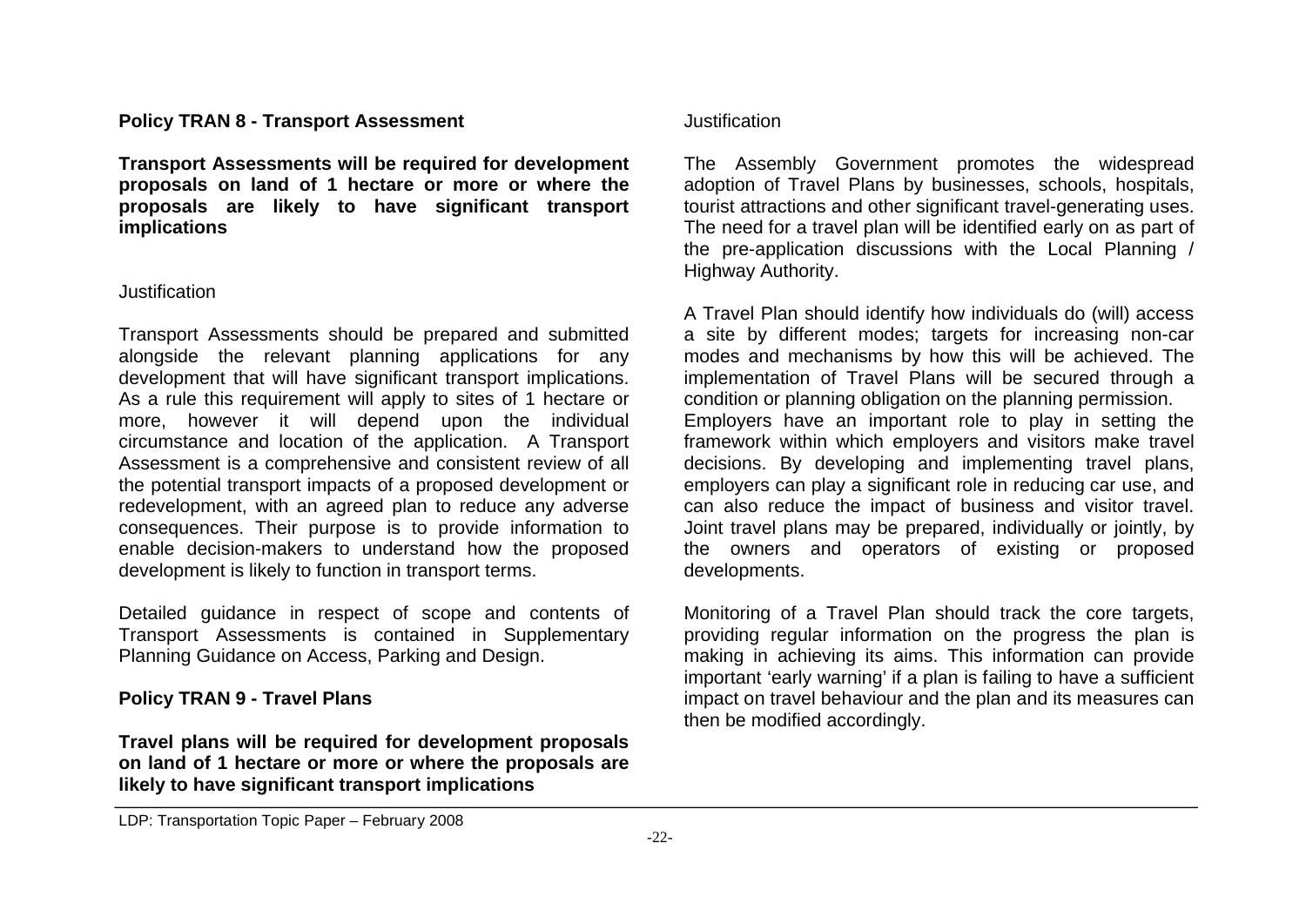**Policy TRAN 8 - Transport Assessment**

**Transport Assessments will be required for development proposals on land of 1 hectare or more or where the proposals are likely to have significant transport implications**

Justification

Transport Assessments should be prepared and submitted alongside the relevant planning applications for any development that will have significant transport implications. As a rule this requirement will apply to sites of 1 hectare or more, however it will depend upon the individual circumstance and location of the application. A Transport Assessment is a comprehensive and consistent review of all the potential transport impacts of a proposed development or redevelopment, with an agreed plan to reduce any adverse consequences. Their purpose is to provide information to enable decision-makers to understand how the proposed development is likely to function in transport terms.

Detailed guidance in respect of scope and contents of Transport Assessments is contained in Supplementary Planning Guidance on Access, Parking and Design.

**Policy TRAN 9 - Travel Plans**

**Travel plans will be required for development proposals on land of 1 hectare or more or where the proposals are likely to have significant transport implications**

Justification

The Assembly Government promotes the widespread adoption of Travel Plans by businesses, schools, hospitals, tourist attractions and other significant travel-generating uses. The need for a travel plan will be identified early on as part of the pre-application discussions with the Local Planning / Highway Authority.

A Travel Plan should identify how individuals do (will) access a site by different modes; targets for increasing non-car modes and mechanisms by how this will be achieved. The implementation of Travel Plans will be secured through a condition or planning obligation on the planning permission.
Employers have an important role to play in setting the framework within which employers and visitors make travel decisions. By developing and implementing travel plans, employers can play a significant role in reducing car use, and can also reduce the impact of business and visitor travel. Joint travel plans may be prepared, individually or jointly, by the owners and operators of existing or proposed developments.

Monitoring of a Travel Plan should track the core targets, providing regular information on the progress the plan is making in achieving its aims. This information can provide important 'early warning' if a plan is failing to have a sufficient impact on travel behaviour and the plan and its measures can then be modified accordingly.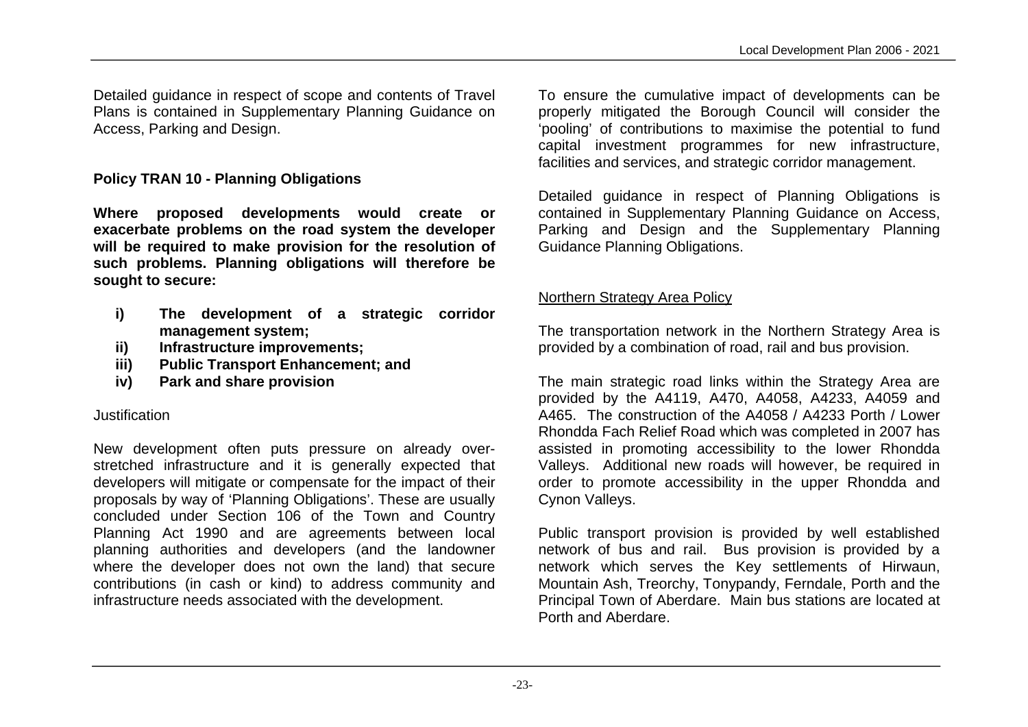Detailed guidance in respect of scope and contents of Travel Plans is contained in Supplementary Planning Guidance on Access, Parking and Design.

**Policy TRAN 10 - Planning Obligations**

**Where proposed developments would create or exacerbate problems on the road system the developer will be required to make provision for the resolution of such problems. Planning obligations will therefore be sought to secure:**

- **i) The development of a strategic corridor management system;**
- **ii) Infrastructure improvements;**
- **iii) Public Transport Enhancement; and**
- **iv) Park and share provision**

Justification

New development often puts pressure on already over-stretched infrastructure and it is generally expected that developers will mitigate or compensate for the impact of their proposals by way of 'Planning Obligations'. These are usually concluded under Section 106 of the Town and Country Planning Act 1990 and are agreements between local planning authorities and developers (and the landowner where the developer does not own the land) that secure contributions (in cash or kind) to address community and infrastructure needs associated with the development.

To ensure the cumulative impact of developments can be properly mitigated the Borough Council will consider the 'pooling' of contributions to maximise the potential to fund capital investment programmes for new infrastructure, facilities and services, and strategic corridor management.

Detailed guidance in respect of Planning Obligations is contained in Supplementary Planning Guidance on Access, Parking and Design and the Supplementary Planning Guidance Planning Obligations.

Northern Strategy Area Policy

The transportation network in the Northern Strategy Area is provided by a combination of road, rail and bus provision.

The main strategic road links within the Strategy Area are provided by the A4119, A470, A4058, A4233, A4059 and A465. The construction of the A4058 / A4233 Porth / Lower Rhondda Fach Relief Road which was completed in 2007 has assisted in promoting accessibility to the lower Rhondda Valleys. Additional new roads will however, be required in order to promote accessibility in the upper Rhondda and Cynon Valleys.

Public transport provision is provided by well established network of bus and rail. Bus provision is provided by a network which serves the Key settlements of Hirwaun, Mountain Ash, Treorchy, Tonypandy, Ferndale, Porth and the Principal Town of Aberdare. Main bus stations are located at Porth and Aberdare.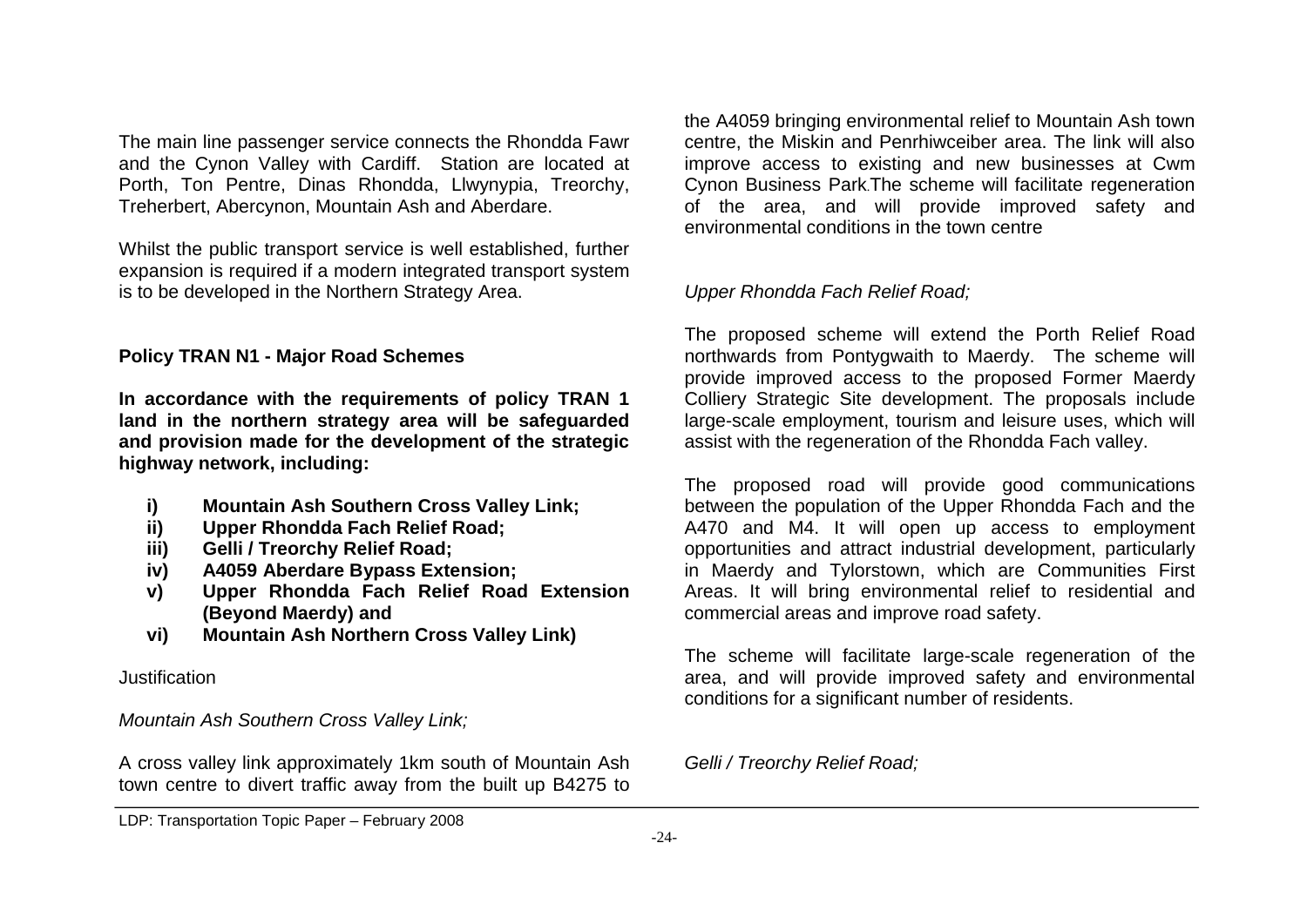The main line passenger service connects the Rhondda Fawr and the Cynon Valley with Cardiff. Station are located at Porth, Ton Pentre, Dinas Rhondda, Llwynypia, Treorchy, Treherbert, Abercynon, Mountain Ash and Aberdare.

Whilst the public transport service is well established, further expansion is required if a modern integrated transport system is to be developed in the Northern Strategy Area.

**Policy TRAN N1 - Major Road Schemes**

**In accordance with the requirements of policy TRAN 1 land in the northern strategy area will be safeguarded and provision made for the development of the strategic highway network, including:**

- **i) Mountain Ash Southern Cross Valley Link;**
- **ii) Upper Rhondda Fach Relief Road;**
- **iii) Gelli / Treorchy Relief Road;**
- **iv) A4059 Aberdare Bypass Extension;**
- **v) Upper Rhondda Fach Relief Road Extension (Beyond Maerdy) and**
- **vi) Mountain Ash Northern Cross Valley Link)**

Justification

*Mountain Ash Southern Cross Valley Link;*

A cross valley link approximately 1km south of Mountain Ash town centre to divert traffic away from the built up B4275 to the A4059 bringing environmental relief to Mountain Ash town centre, the Miskin and Penrhiwceiber area. The link will also improve access to existing and new businesses at Cwm Cynon Business Park.The scheme will facilitate regeneration of the area, and will provide improved safety and environmental conditions in the town centre

*Upper Rhondda Fach Relief Road;*

The proposed scheme will extend the Porth Relief Road northwards from Pontygwaith to Maerdy. The scheme will provide improved access to the proposed Former Maerdy Colliery Strategic Site development. The proposals include large-scale employment, tourism and leisure uses, which will assist with the regeneration of the Rhondda Fach valley.

The proposed road will provide good communications between the population of the Upper Rhondda Fach and the A470 and M4. It will open up access to employment opportunities and attract industrial development, particularly in Maerdy and Tylorstown, which are Communities First Areas. It will bring environmental relief to residential and commercial areas and improve road safety.

The scheme will facilitate large-scale regeneration of the area, and will provide improved safety and environmental conditions for a significant number of residents.

*Gelli / Treorchy Relief Road;*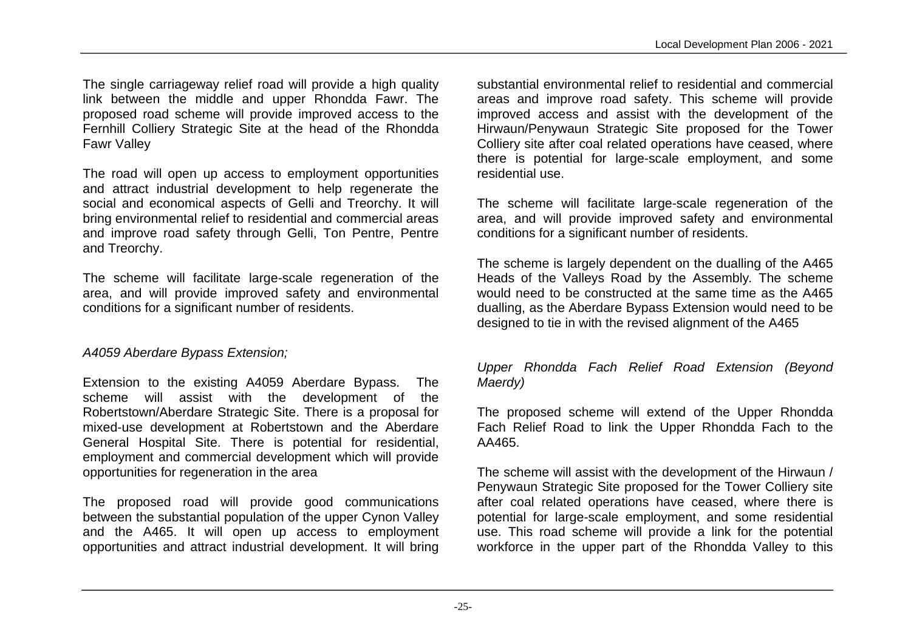The single carriageway relief road will provide a high quality link between the middle and upper Rhondda Fawr. The proposed road scheme will provide improved access to the Fernhill Colliery Strategic Site at the head of the Rhondda Fawr Valley

The road will open up access to employment opportunities and attract industrial development to help regenerate the social and economical aspects of Gelli and Treorchy. It will bring environmental relief to residential and commercial areas and improve road safety through Gelli, Ton Pentre, Pentre and Treorchy.

The scheme will facilitate large-scale regeneration of the area, and will provide improved safety and environmental conditions for a significant number of residents.

*A4059 Aberdare Bypass Extension;*

Extension to the existing A4059 Aberdare Bypass. The scheme will assist with the development of the Robertstown/Aberdare Strategic Site. There is a proposal for mixed-use development at Robertstown and the Aberdare General Hospital Site. There is potential for residential, employment and commercial development which will provide opportunities for regeneration in the area

The proposed road will provide good communications between the substantial population of the upper Cynon Valley and the A465. It will open up access to employment opportunities and attract industrial development. It will bring substantial environmental relief to residential and commercial areas and improve road safety. This scheme will provide improved access and assist with the development of the Hirwaun/Penywaun Strategic Site proposed for the Tower Colliery site after coal related operations have ceased, where there is potential for large-scale employment, and some residential use.

The scheme will facilitate large-scale regeneration of the area, and will provide improved safety and environmental conditions for a significant number of residents.

The scheme is largely dependent on the dualling of the A465 Heads of the Valleys Road by the Assembly. The scheme would need to be constructed at the same time as the A465 dualling, as the Aberdare Bypass Extension would need to be designed to tie in with the revised alignment of the A465

*Upper Rhondda Fach Relief Road Extension (Beyond Maerdy)*

The proposed scheme will extend of the Upper Rhondda Fach Relief Road to link the Upper Rhondda Fach to the AA465.

The scheme will assist with the development of the Hirwaun / Penywaun Strategic Site proposed for the Tower Colliery site after coal related operations have ceased, where there is potential for large-scale employment, and some residential use. This road scheme will provide a link for the potential workforce in the upper part of the Rhondda Valley to this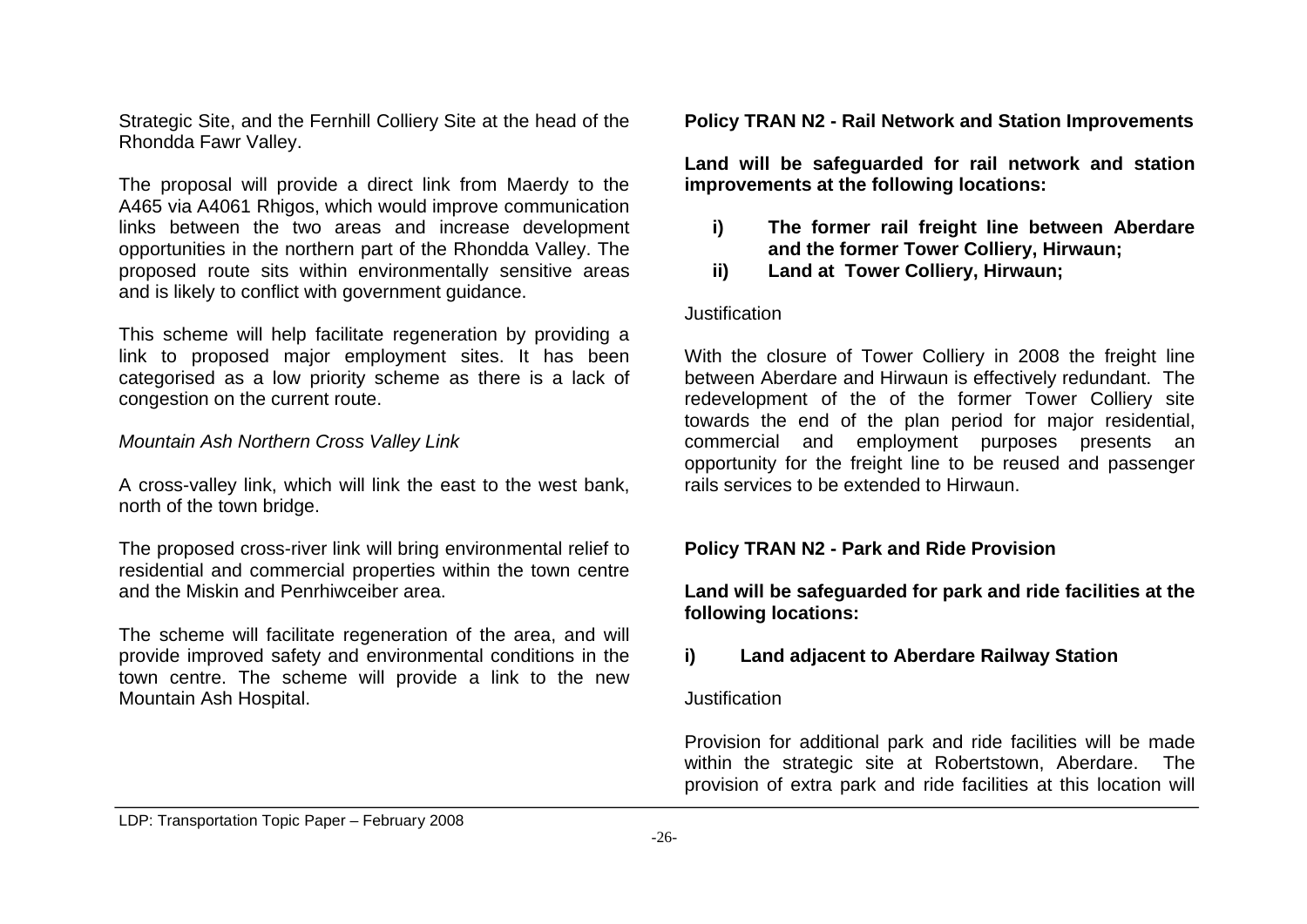Strategic Site, and the Fernhill Colliery Site at the head of the Rhondda Fawr Valley.

The proposal will provide a direct link from Maerdy to the A465 via A4061 Rhigos, which would improve communication links between the two areas and increase development opportunities in the northern part of the Rhondda Valley. The proposed route sits within environmentally sensitive areas and is likely to conflict with government guidance.

This scheme will help facilitate regeneration by providing a link to proposed major employment sites. It has been categorised as a low priority scheme as there is a lack of congestion on the current route.

*Mountain Ash Northern Cross Valley Link*

A cross-valley link, which will link the east to the west bank, north of the town bridge.

The proposed cross-river link will bring environmental relief to residential and commercial properties within the town centre and the Miskin and Penrhiwceiber area.

The scheme will facilitate regeneration of the area, and will provide improved safety and environmental conditions in the town centre. The scheme will provide a link to the new Mountain Ash Hospital.

**Policy TRAN N2 - Rail Network and Station Improvements**

**Land will be safeguarded for rail network and station improvements at the following locations:**

- **i) The former rail freight line between Aberdare and the former Tower Colliery, Hirwaun;**
- **ii) Land at Tower Colliery, Hirwaun;**

Justification

With the closure of Tower Colliery in 2008 the freight line between Aberdare and Hirwaun is effectively redundant. The redevelopment of the of the former Tower Colliery site towards the end of the plan period for major residential, commercial and employment purposes presents an opportunity for the freight line to be reused and passenger rails services to be extended to Hirwaun.

**Policy TRAN N2 - Park and Ride Provision**

**Land will be safeguarded for park and ride facilities at the following locations:**

- **i) Land adjacent to Aberdare Railway Station**

Justification

Provision for additional park and ride facilities will be made within the strategic site at Robertstown, Aberdare. The provision of extra park and ride facilities at this location will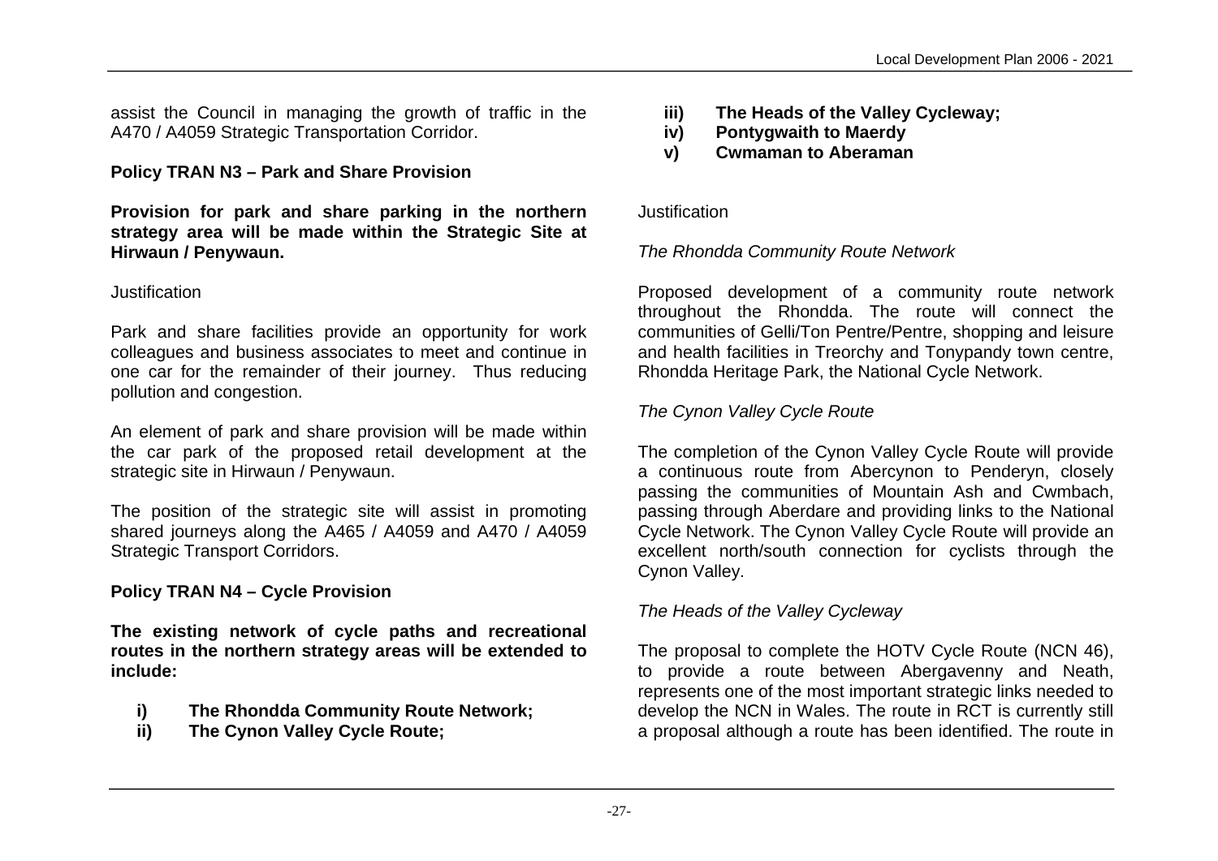assist the Council in managing the growth of traffic in the A470 / A4059 Strategic Transportation Corridor.

**Policy TRAN N3 – Park and Share Provision**

**Provision for park and share parking in the northern strategy area will be made within the Strategic Site at Hirwaun / Penywaun.**

Justification

Park and share facilities provide an opportunity for work colleagues and business associates to meet and continue in one car for the remainder of their journey. Thus reducing pollution and congestion.

An element of park and share provision will be made within the car park of the proposed retail development at the strategic site in Hirwaun / Penywaun.

The position of the strategic site will assist in promoting shared journeys along the A465 / A4059 and A470 / A4059 Strategic Transport Corridors.

**Policy TRAN N4 – Cycle Provision**

**The existing network of cycle paths and recreational routes in the northern strategy areas will be extended to include:**

- **i) The Rhondda Community Route Network;**
- **ii) The Cynon Valley Cycle Route;**
- **iii) The Heads of the Valley Cycleway;**
- **iv) Pontygwaith to Maerdy**
- **v) Cwmaman to Aberaman**

Justification

*The Rhondda Community Route Network*

Proposed development of a community route network throughout the Rhondda. The route will connect the communities of Gelli/Ton Pentre/Pentre, shopping and leisure and health facilities in Treorchy and Tonypandy town centre, Rhondda Heritage Park, the National Cycle Network.

*The Cynon Valley Cycle Route*

The completion of the Cynon Valley Cycle Route will provide a continuous route from Abercynon to Penderyn, closely passing the communities of Mountain Ash and Cwmbach, passing through Aberdare and providing links to the National Cycle Network. The Cynon Valley Cycle Route will provide an excellent north/south connection for cyclists through the Cynon Valley.

*The Heads of the Valley Cycleway*

The proposal to complete the HOTV Cycle Route (NCN 46), to provide a route between Abergavenny and Neath, represents one of the most important strategic links needed to develop the NCN in Wales. The route in RCT is currently still a proposal although a route has been identified. The route in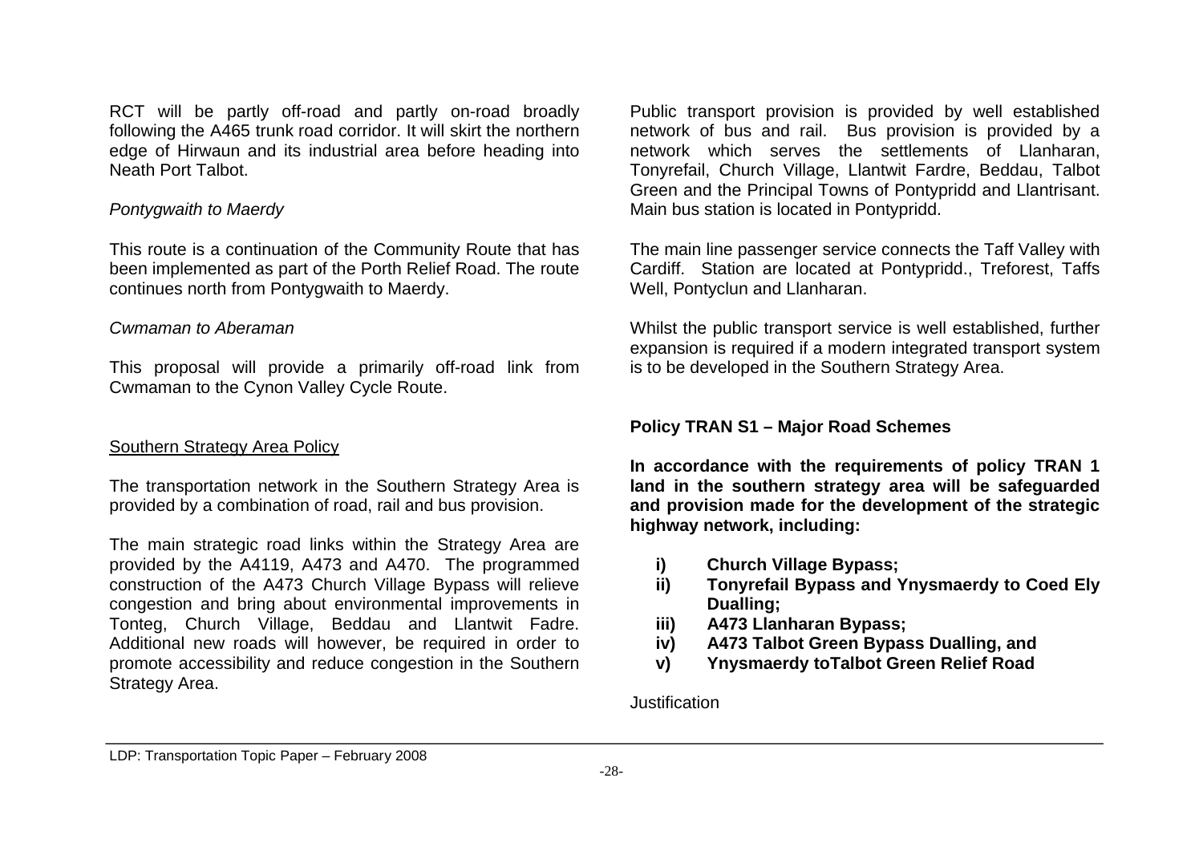RCT will be partly off-road and partly on-road broadly following the A465 trunk road corridor. It will skirt the northern edge of Hirwaun and its industrial area before heading into Neath Port Talbot.

*Pontygwaith to Maerdy*

This route is a continuation of the Community Route that has been implemented as part of the Porth Relief Road. The route continues north from Pontygwaith to Maerdy.

*Cwmaman to Aberaman*

This proposal will provide a primarily off-road link from Cwmaman to the Cynon Valley Cycle Route.

<u>Southern Strategy Area Policy</u>

The transportation network in the Southern Strategy Area is provided by a combination of road, rail and bus provision.

The main strategic road links within the Strategy Area are provided by the A4119, A473 and A470. The programmed construction of the A473 Church Village Bypass will relieve congestion and bring about environmental improvements in Tonteg, Church Village, Beddau and Llantwit Fadre. Additional new roads will however, be required in order to promote accessibility and reduce congestion in the Southern Strategy Area.

Public transport provision is provided by well established network of bus and rail. Bus provision is provided by a network which serves the settlements of Llanharan, Tonyrefail, Church Village, Llantwit Fardre, Beddau, Talbot Green and the Principal Towns of Pontypridd and Llantrisant. Main bus station is located in Pontypridd.

The main line passenger service connects the Taff Valley with Cardiff. Station are located at Pontypridd., Treforest, Taffs Well, Pontyclun and Llanharan.

Whilst the public transport service is well established, further expansion is required if a modern integrated transport system is to be developed in the Southern Strategy Area.

**Policy TRAN S1 – Major Road Schemes**

**In accordance with the requirements of policy TRAN 1 land in the southern strategy area will be safeguarded and provision made for the development of the strategic highway network, including:**

- **i) Church Village Bypass;**
- **ii) Tonyrefail Bypass and Ynysmaerdy to Coed Ely Dualling;**
- **iii) A473 Llanharan Bypass;**
- **iv) A473 Talbot Green Bypass Dualling, and**
- **v) Ynysmaerdy toTalbot Green Relief Road**

Justification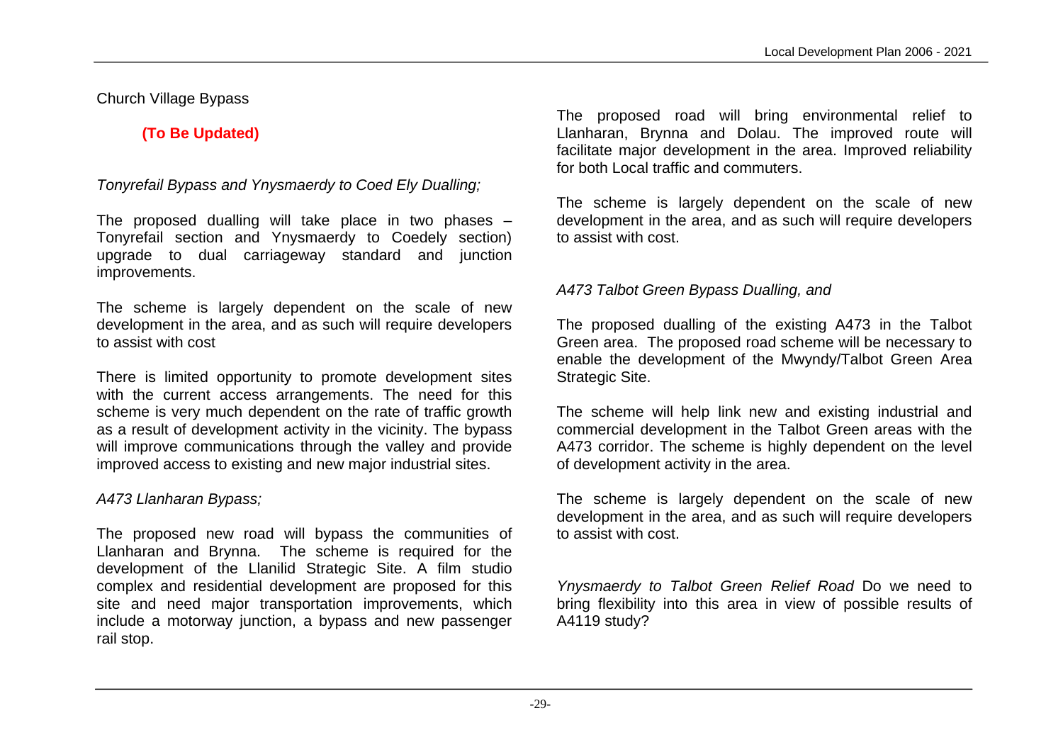Church Village Bypass

**(To Be Updated)**

*Tonyrefail Bypass and Ynysmaerdy to Coed Ely Dualling;*

The proposed dualling will take place in two phases – Tonyrefail section and Ynysmaerdy to Coedely section) upgrade to dual carriageway standard and junction improvements.

The scheme is largely dependent on the scale of new development in the area, and as such will require developers to assist with cost

There is limited opportunity to promote development sites with the current access arrangements. The need for this scheme is very much dependent on the rate of traffic growth as a result of development activity in the vicinity. The bypass will improve communications through the valley and provide improved access to existing and new major industrial sites.

*A473 Llanharan Bypass;*

The proposed new road will bypass the communities of Llanharan and Brynna. The scheme is required for the development of the Llanilid Strategic Site. A film studio complex and residential development are proposed for this site and need major transportation improvements, which include a motorway junction, a bypass and new passenger rail stop.

The proposed road will bring environmental relief to Llanharan, Brynna and Dolau. The improved route will facilitate major development in the area. Improved reliability for both Local traffic and commuters.

The scheme is largely dependent on the scale of new development in the area, and as such will require developers to assist with cost.

*A473 Talbot Green Bypass Dualling, and*

The proposed dualling of the existing A473 in the Talbot Green area. The proposed road scheme will be necessary to enable the development of the Mwyndy/Talbot Green Area Strategic Site.

The scheme will help link new and existing industrial and commercial development in the Talbot Green areas with the A473 corridor. The scheme is highly dependent on the level of development activity in the area.

The scheme is largely dependent on the scale of new development in the area, and as such will require developers to assist with cost.

*Ynysmaerdy to Talbot Green Relief Road* Do we need to bring flexibility into this area in view of possible results of A4119 study?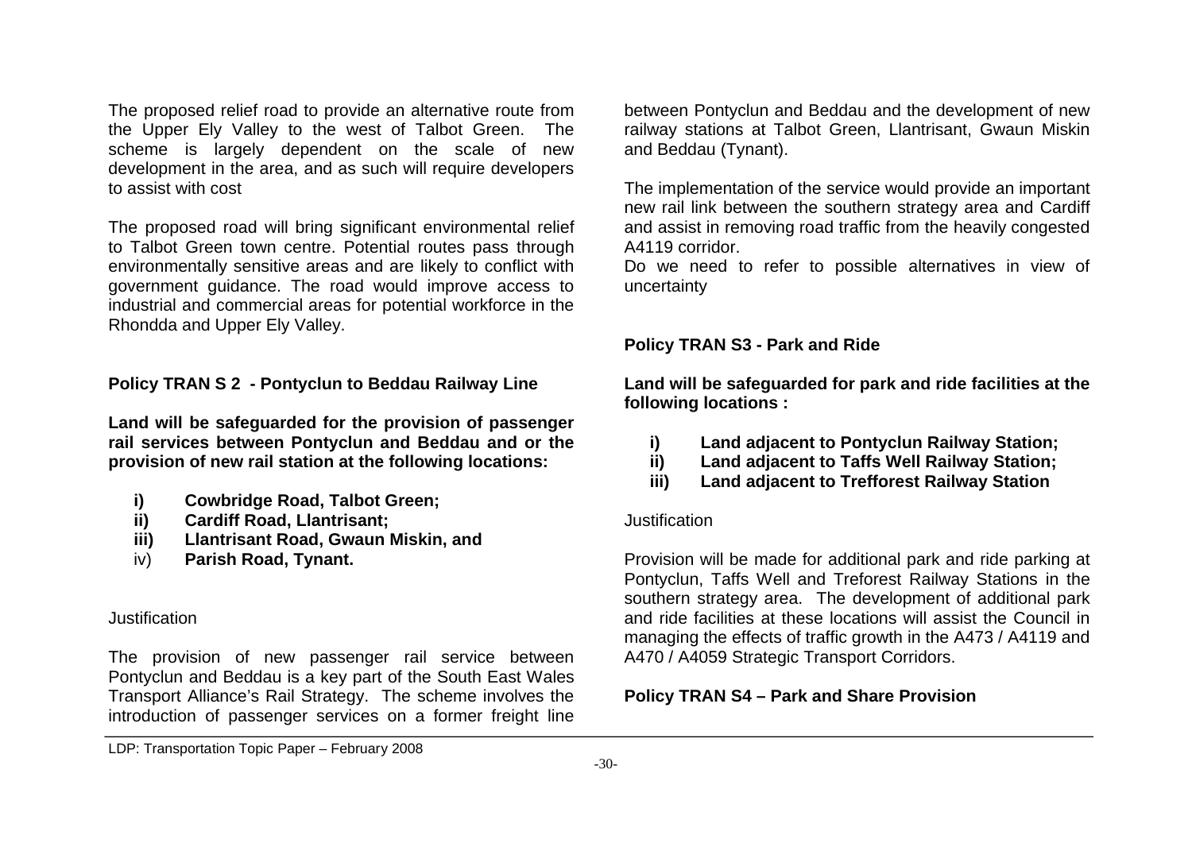The proposed relief road to provide an alternative route from the Upper Ely Valley to the west of Talbot Green. The scheme is largely dependent on the scale of new development in the area, and as such will require developers to assist with cost

The proposed road will bring significant environmental relief to Talbot Green town centre. Potential routes pass through environmentally sensitive areas and are likely to conflict with government guidance. The road would improve access to industrial and commercial areas for potential workforce in the Rhondda and Upper Ely Valley.

**Policy TRAN S 2 - Pontyclun to Beddau Railway Line**

**Land will be safeguarded for the provision of passenger rail services between Pontyclun and Beddau and or the provision of new rail station at the following locations:**

- **i) Cowbridge Road, Talbot Green;**
- **ii) Cardiff Road, Llantrisant;**
- **iii) Llantrisant Road, Gwaun Miskin, and**
- iv) **Parish Road, Tynant.**

Justification

The provision of new passenger rail service between Pontyclun and Beddau is a key part of the South East Wales Transport Alliance's Rail Strategy. The scheme involves the introduction of passenger services on a former freight line between Pontyclun and Beddau and the development of new railway stations at Talbot Green, Llantrisant, Gwaun Miskin and Beddau (Tynant).

The implementation of the service would provide an important new rail link between the southern strategy area and Cardiff and assist in removing road traffic from the heavily congested A4119 corridor.

Do we need to refer to possible alternatives in view of uncertainty

**Policy TRAN S3 - Park and Ride**

**Land will be safeguarded for park and ride facilities at the following locations :**

- **i) Land adjacent to Pontyclun Railway Station;**
- **ii) Land adjacent to Taffs Well Railway Station;**
- **iii) Land adjacent to Trefforest Railway Station**

Justification

Provision will be made for additional park and ride parking at Pontyclun, Taffs Well and Treforest Railway Stations in the southern strategy area. The development of additional park and ride facilities at these locations will assist the Council in managing the effects of traffic growth in the A473 / A4119 and A470 / A4059 Strategic Transport Corridors.

**Policy TRAN S4 – Park and Share Provision**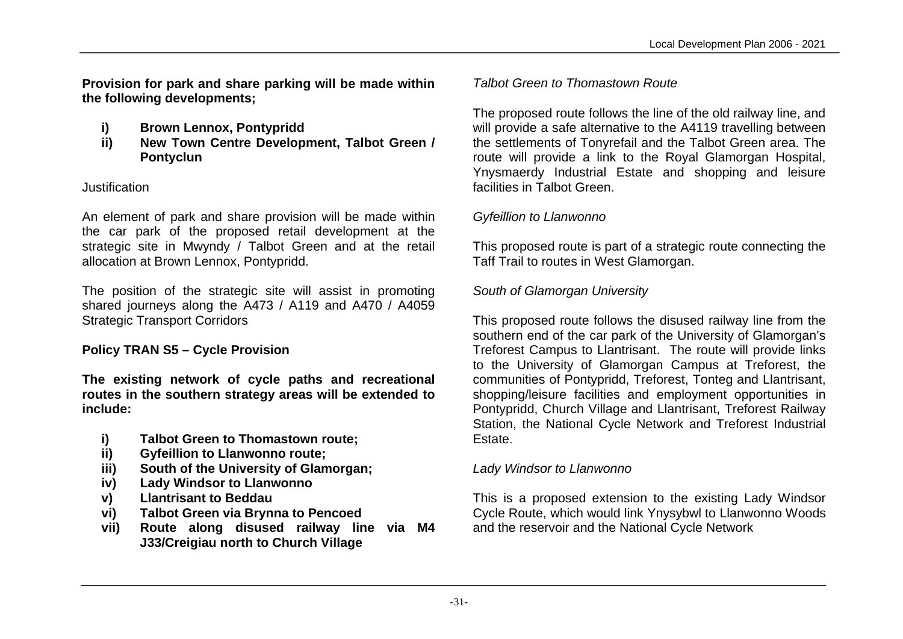**Provision for park and share parking will be made within the following developments;**

- **i) Brown Lennox, Pontypridd**
- **ii) New Town Centre Development, Talbot Green / Pontyclun**

Justification

An element of park and share provision will be made within the car park of the proposed retail development at the strategic site in Mwyndy / Talbot Green and at the retail allocation at Brown Lennox, Pontypridd.

The position of the strategic site will assist in promoting shared journeys along the A473 / A119 and A470 / A4059 Strategic Transport Corridors

**Policy TRAN S5 – Cycle Provision**

**The existing network of cycle paths and recreational routes in the southern strategy areas will be extended to include:**

- **i) Talbot Green to Thomastown route;**
- **ii) Gyfeillion to Llanwonno route;**
- **iii) South of the University of Glamorgan;**
- **iv) Lady Windsor to Llanwonno**
- **v) Llantrisant to Beddau**
- **vi) Talbot Green via Brynna to Pencoed**
- **vii) Route along disused railway line via M4 J33/Creigiau north to Church Village**

*Talbot Green to Thomastown Route*

The proposed route follows the line of the old railway line, and will provide a safe alternative to the A4119 travelling between the settlements of Tonyrefail and the Talbot Green area. The route will provide a link to the Royal Glamorgan Hospital, Ynysmaerdy Industrial Estate and shopping and leisure facilities in Talbot Green.

*Gyfeillion to Llanwonno*

This proposed route is part of a strategic route connecting the Taff Trail to routes in West Glamorgan.

*South of Glamorgan University*

This proposed route follows the disused railway line from the southern end of the car park of the University of Glamorgan's Treforest Campus to Llantrisant. The route will provide links to the University of Glamorgan Campus at Treforest, the communities of Pontypridd, Treforest, Tonteg and Llantrisant, shopping/leisure facilities and employment opportunities in Pontypridd, Church Village and Llantrisant, Treforest Railway Station, the National Cycle Network and Treforest Industrial Estate.

*Lady Windsor to Llanwonno*

This is a proposed extension to the existing Lady Windsor Cycle Route, which would link Ynysybwl to Llanwonno Woods and the reservoir and the National Cycle Network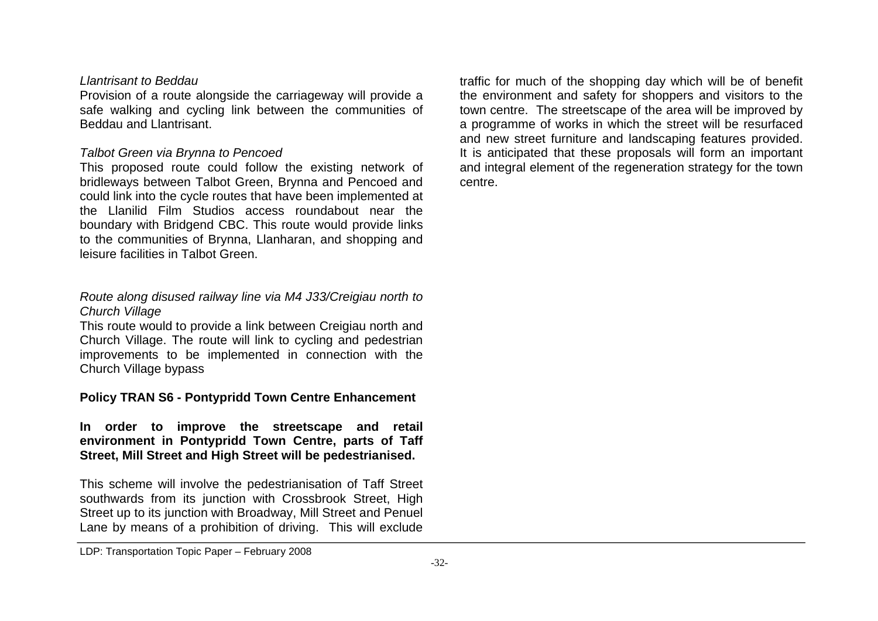*Llantrisant to Beddau*

Provision of a route alongside the carriageway will provide a safe walking and cycling link between the communities of Beddau and Llantrisant.

*Talbot Green via Brynna to Pencoed*

This proposed route could follow the existing network of bridleways between Talbot Green, Brynna and Pencoed and could link into the cycle routes that have been implemented at the Llanilid Film Studios access roundabout near the boundary with Bridgend CBC. This route would provide links to the communities of Brynna, Llanharan, and shopping and leisure facilities in Talbot Green.

*Route along disused railway line via M4 J33/Creigiau north to Church Village*

This route would to provide a link between Creigiau north and Church Village. The route will link to cycling and pedestrian improvements to be implemented in connection with the Church Village bypass

**Policy TRAN S6 - Pontypridd Town Centre Enhancement**

**In order to improve the streetscape and retail environment in Pontypridd Town Centre, parts of Taff Street, Mill Street and High Street will be pedestrianised.**

This scheme will involve the pedestrianisation of Taff Street southwards from its junction with Crossbrook Street, High Street up to its junction with Broadway, Mill Street and Penuel Lane by means of a prohibition of driving. This will exclude traffic for much of the shopping day which will be of benefit the environment and safety for shoppers and visitors to the town centre. The streetscape of the area will be improved by a programme of works in which the street will be resurfaced and new street furniture and landscaping features provided. It is anticipated that these proposals will form an important and integral element of the regeneration strategy for the town centre.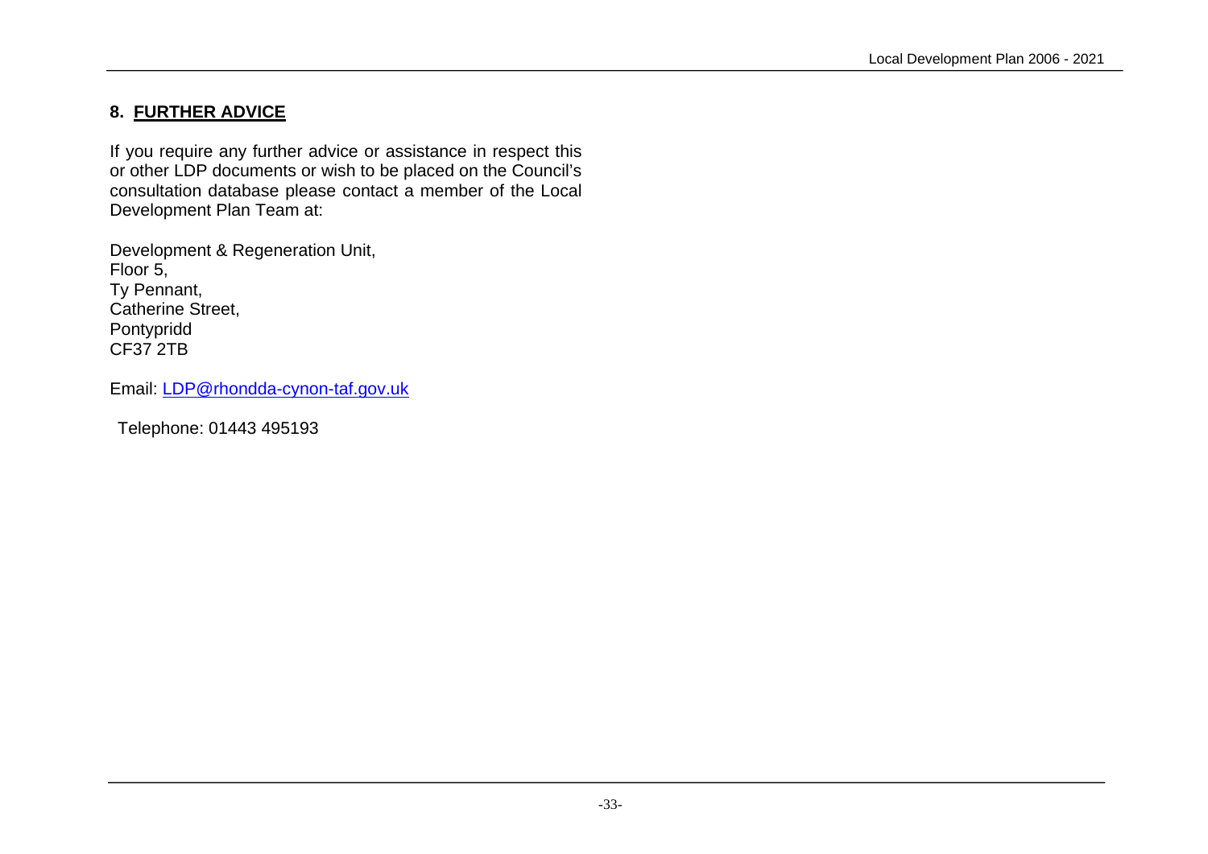## 8. FURTHER ADVICE

If you require any further advice or assistance in respect this or other LDP documents or wish to be placed on the Council's consultation database please contact a member of the Local Development Plan Team at:

Development & Regeneration Unit,
Floor 5,
Ty Pennant,
Catherine Street,
Pontypridd
CF37 2TB

Email: LDP@rhondda-cynon-taf.gov.uk

Telephone: 01443 495193